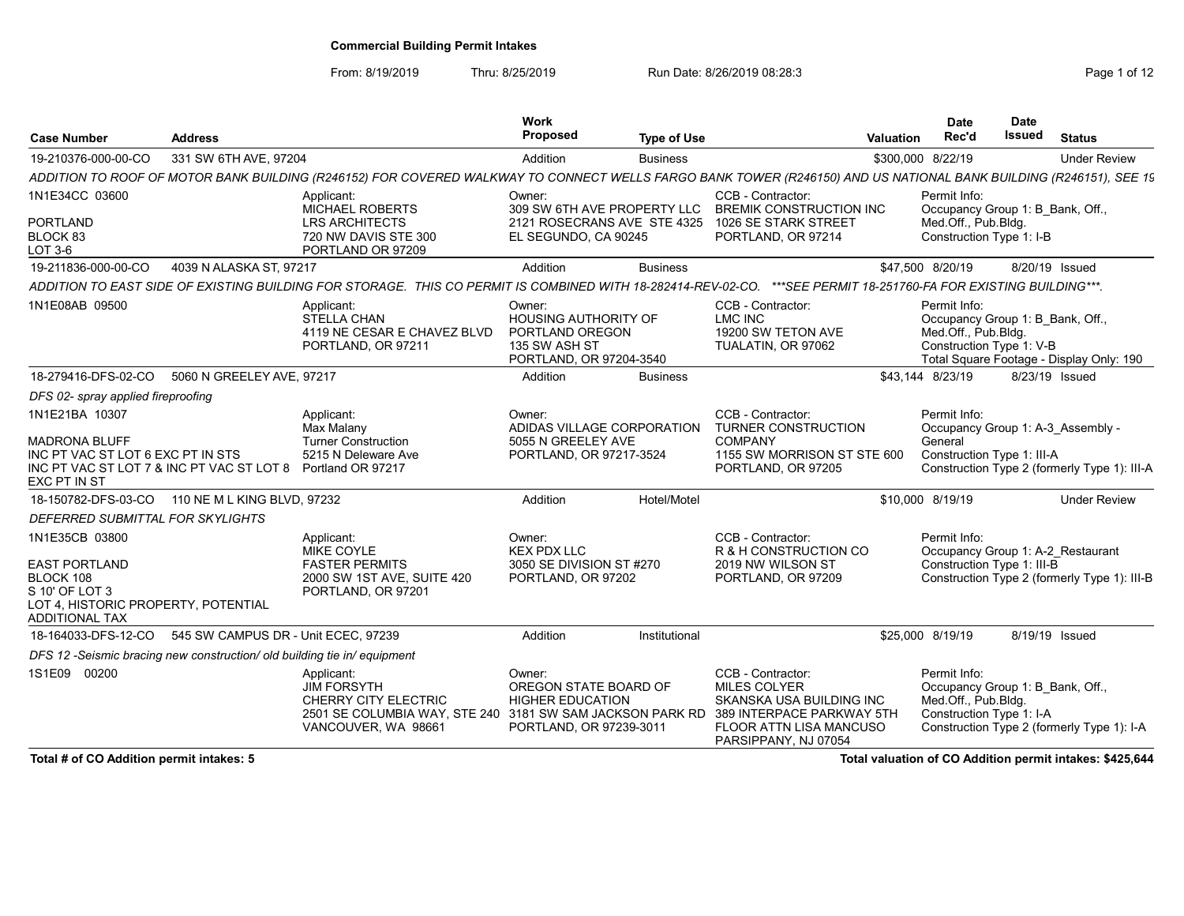# Commercial Building Permit Intakes

From: 8/19/2019 Thru: 8/25/2019 Run Date: 8/26/2019 08:28:3

| Case Number | Address | Work Proposed | Type of Use | Valuation | Date Rec'd | Date Issued | Status |
|---|---|---|---|---|---|---|---|
| 19-210376-000-00-CO | 331 SW 6TH AVE, 97204 | Addition | Business | $300,000 | 8/22/19 | | Under Review |

*ADDITION TO ROOF OF MOTOR BANK BUILDING (R246152) FOR COVERED WALKWAY TO CONNECT WELLS FARGO BANK TOWER (R246150) AND US NATIONAL BANK BUILDING (R246151), SEE 19*

- 1N1E34CC 03600
- PORTLAND
- BLOCK 83
- LOT 3-6

Applicant: MICHAEL ROBERTS, LRS ARCHITECTS, 720 NW DAVIS STE 300, PORTLAND OR 97209

Owner: 309 SW 6TH AVE PROPERTY LLC, 2121 ROSECRANS AVE STE 4325, EL SEGUNDO, CA 90245

CCB - Contractor: BREMIK CONSTRUCTION INC, 1026 SE STARK STREET, PORTLAND, OR 97214

Permit Info: Occupancy Group 1: B_Bank, Off., Med.Off., Pub.Bldg. Construction Type 1: I-B

| Case Number | Address | Work Proposed | Type of Use | Valuation | Date Rec'd | Date Issued | Status |
|---|---|---|---|---|---|---|---|
| 19-211836-000-00-CO | 4039 N ALASKA ST, 97217 | Addition | Business | $47,500 | 8/20/19 | 8/20/19 | Issued |

*ADDITION TO EAST SIDE OF EXISTING BUILDING FOR STORAGE. THIS CO PERMIT IS COMBINED WITH 18-282414-REV-02-CO. \*\*\*SEE PERMIT 18-251760-FA FOR EXISTING BUILDING\*\*\*.*

- 1N1E08AB 09500

Applicant: STELLA CHAN, 4119 NE CESAR E CHAVEZ BLVD, PORTLAND, OR 97211

Owner: HOUSING AUTHORITY OF PORTLAND OREGON, 135 SW ASH ST, PORTLAND, OR 97204-3540

CCB - Contractor: LMC INC, 19200 SW TETON AVE, TUALATIN, OR 97062

Permit Info: Occupancy Group 1: B_Bank, Off., Med.Off., Pub.Bldg. Construction Type 1: V-B. Total Square Footage - Display Only: 190

| Case Number | Address | Work Proposed | Type of Use | Valuation | Date Rec'd | Date Issued | Status |
|---|---|---|---|---|---|---|---|
| 18-279416-DFS-02-CO | 5060 N GREELEY AVE, 97217 | Addition | Business | $43,144 | 8/23/19 | 8/23/19 | Issued |

*DFS 02- spray applied fireproofing*

- 1N1E21BA 10307
- MADRONA BLUFF
- INC PT VAC ST LOT 6 EXC PT IN STS
- INC PT VAC ST LOT 7 & INC PT VAC ST LOT 8 EXC PT IN ST

Applicant: Max Malany, Turner Construction, 5215 N Deleware Ave, Portland OR 97217

Owner: ADIDAS VILLAGE CORPORATION, 5055 N GREELEY AVE, PORTLAND, OR 97217-3524

CCB - Contractor: TURNER CONSTRUCTION COMPANY, 1155 SW MORRISON ST STE 600, PORTLAND, OR 97205

Permit Info: Occupancy Group 1: A-3_Assembly - General. Construction Type 1: III-A. Construction Type 2 (formerly Type 1): III-A

| Case Number | Address | Work Proposed | Type of Use | Valuation | Date Rec'd | Date Issued | Status |
|---|---|---|---|---|---|---|---|
| 18-150782-DFS-03-CO | 110 NE M L KING BLVD, 97232 | Addition | Hotel/Motel | $10,000 | 8/19/19 | | Under Review |

*DEFERRED SUBMITTAL FOR SKYLIGHTS*

- 1N1E35CB 03800
- EAST PORTLAND
- BLOCK 108
- S 10' OF LOT 3
- LOT 4, HISTORIC PROPERTY, POTENTIAL ADDITIONAL TAX

Applicant: MIKE COYLE, FASTER PERMITS, 2000 SW 1ST AVE, SUITE 420, PORTLAND, OR 97201

Owner: KEX PDX LLC, 3050 SE DIVISION ST #270, PORTLAND, OR 97202

CCB - Contractor: R & H CONSTRUCTION CO, 2019 NW WILSON ST, PORTLAND, OR 97209

Permit Info: Occupancy Group 1: A-2_Restaurant. Construction Type 1: III-B. Construction Type 2 (formerly Type 1): III-B

| Case Number | Address | Work Proposed | Type of Use | Valuation | Date Rec'd | Date Issued | Status |
|---|---|---|---|---|---|---|---|
| 18-164033-DFS-12-CO | 545 SW CAMPUS DR - Unit ECEC, 97239 | Addition | Institutional | $25,000 | 8/19/19 | 8/19/19 | Issued |

*DFS 12 -Seismic bracing new construction/ old building tie in/ equipment*

- 1S1E09 00200

Applicant: JIM FORSYTH, CHERRY CITY ELECTRIC, 2501 SE COLUMBIA WAY, STE 240, VANCOUVER, WA 98661

Owner: OREGON STATE BOARD OF HIGHER EDUCATION, 3181 SW SAM JACKSON PARK RD, PORTLAND, OR 97239-3011

CCB - Contractor: MILES COLYER, SKANSKA USA BUILDING INC, 389 INTERPACE PARKWAY 5TH FLOOR ATTN LISA MANCUSO, PARSIPPANY, NJ 07054

Permit Info: Occupancy Group 1: B_Bank, Off., Med.Off., Pub.Bldg. Construction Type 1: I-A. Construction Type 2 (formerly Type 1): I-A

**Total # of CO Addition permit intakes: 5**

**Total valuation of CO Addition permit intakes: $425,644**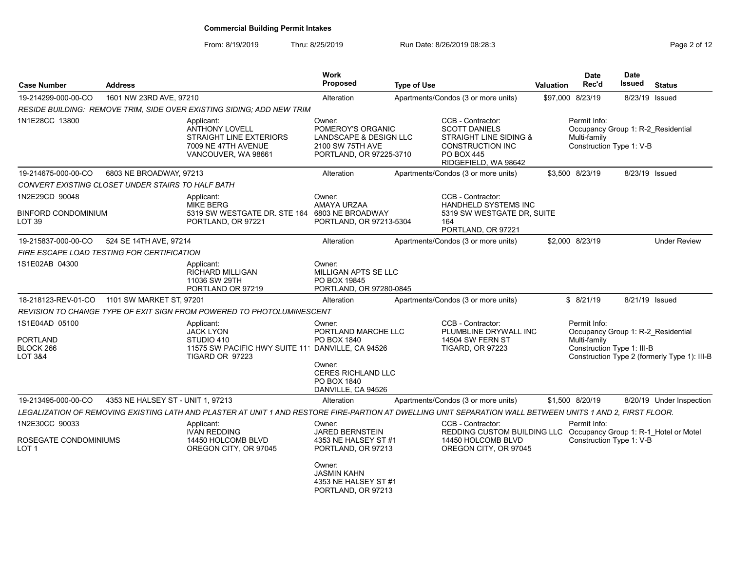# Commercial Building Permit Intakes

From: 8/19/2019 Thru: 8/25/2019 Run Date: 8/26/2019 08:28:3

| Case Number | Address | Work Proposed | Type of Use | Valuation | Date Rec'd | Date Issued | Status |
|---|---|---|---|---|---|---|---|
| 19-214299-000-00-CO | 1601 NW 23RD AVE, 97210 | Alteration | Apartments/Condos (3 or more units) | $97,000 | 8/23/19 | 8/23/19 | Issued |

*RESIDE BUILDING: REMOVE TRIM, SIDE OVER EXISTING SIDING; ADD NEW TRIM*

1N1E28CC 13800

Applicant:
ANTHONY LOVELL
STRAIGHT LINE EXTERIORS
7009 NE 47TH AVENUE
VANCOUVER, WA 98661

Owner:
POMEROY'S ORGANIC LANDSCAPE & DESIGN LLC
2100 SW 75TH AVE
PORTLAND, OR 97225-3710

CCB - Contractor:
SCOTT DANIELS
STRAIGHT LINE SIDING & CONSTRUCTION INC
PO BOX 445
RIDGEFIELD, WA 98642

Permit Info:
Occupancy Group 1: R-2_Residential Multi-family
Construction Type 1: V-B

---

| Case Number | Address | Work Proposed | Type of Use | Valuation | Date Rec'd | Date Issued | Status |
|---|---|---|---|---|---|---|---|
| 19-214675-000-00-CO | 6803 NE BROADWAY, 97213 | Alteration | Apartments/Condos (3 or more units) | $3,500 | 8/23/19 | 8/23/19 | Issued |

*CONVERT EXISTING CLOSET UNDER STAIRS TO HALF BATH*

1N2E29CD 90048

BINFORD CONDOMINIUM
LOT 39

Applicant:
MIKE BERG
5319 SW WESTGATE DR. STE 164
PORTLAND, OR 97221

Owner:
AMAYA URZAA
6803 NE BROADWAY
PORTLAND, OR 97213-5304

CCB - Contractor:
HANDHELD SYSTEMS INC
5319 SW WESTGATE DR, SUITE 164
PORTLAND, OR 97221

---

| Case Number | Address | Work Proposed | Type of Use | Valuation | Date Rec'd | Date Issued | Status |
|---|---|---|---|---|---|---|---|
| 19-215837-000-00-CO | 524 SE 14TH AVE, 97214 | Alteration | Apartments/Condos (3 or more units) | $2,000 | 8/23/19 | | Under Review |

*FIRE ESCAPE LOAD TESTING FOR CERTIFICATION*

1S1E02AB 04300

Applicant:
RICHARD MILLIGAN
11036 SW 29TH
PORTLAND OR 97219

Owner:
MILLIGAN APTS SE LLC
PO BOX 19845
PORTLAND, OR 97280-0845

---

| Case Number | Address | Work Proposed | Type of Use | Valuation | Date Rec'd | Date Issued | Status |
|---|---|---|---|---|---|---|---|
| 18-218123-REV-01-CO | 1101 SW MARKET ST, 97201 | Alteration | Apartments/Condos (3 or more units) | $ | 8/21/19 | 8/21/19 | Issued |

*REVISION TO CHANGE TYPE OF EXIT SIGN FROM POWERED TO PHOTOLUMINESCENT*

1S1E04AD 05100

PORTLAND
BLOCK 266
LOT 3&4

Applicant:
JACK LYON
STUDIO 410
11575 SW PACIFIC HWY SUITE 111
TIGARD OR 97223

Owner:
PORTLAND MARCHE LLC
PO BOX 1840
DANVILLE, CA 94526

Owner:
CERES RICHLAND LLC
PO BOX 1840
DANVILLE, CA 94526

CCB - Contractor:
PLUMBLINE DRYWALL INC
14504 SW FERN ST
TIGARD, OR 97223

Permit Info:
Occupancy Group 1: R-2_Residential Multi-family
Construction Type 1: III-B
Construction Type 2 (formerly Type 1): III-B

---

| Case Number | Address | Work Proposed | Type of Use | Valuation | Date Rec'd | Date Issued | Status |
|---|---|---|---|---|---|---|---|
| 19-213495-000-00-CO | 4353 NE HALSEY ST - UNIT 1, 97213 | Alteration | Apartments/Condos (3 or more units) | $1,500 | 8/20/19 | 8/20/19 | Under Inspection |

*LEGALIZATION OF REMOVING EXISTING LATH AND PLASTER AT UNIT 1 AND RESTORE FIRE-PARTION AT DWELLING UNIT SEPARATION WALL BETWEEN UNITS 1 AND 2, FIRST FLOOR.*

1N2E30CC 90033

ROSEGATE CONDOMINIUMS
LOT 1

Applicant:
IVAN REDDING
14450 HOLCOMB BLVD
OREGON CITY, OR 97045

Owner:
JARED BERNSTEIN
4353 NE HALSEY ST #1
PORTLAND, OR 97213

Owner:
JASMIN KAHN
4353 NE HALSEY ST #1
PORTLAND, OR 97213

CCB - Contractor:
REDDING CUSTOM BUILDING LLC
14450 HOLCOMB BLVD
OREGON CITY, OR 97045

Permit Info:
Occupancy Group 1: R-1_Hotel or Motel
Construction Type 1: V-B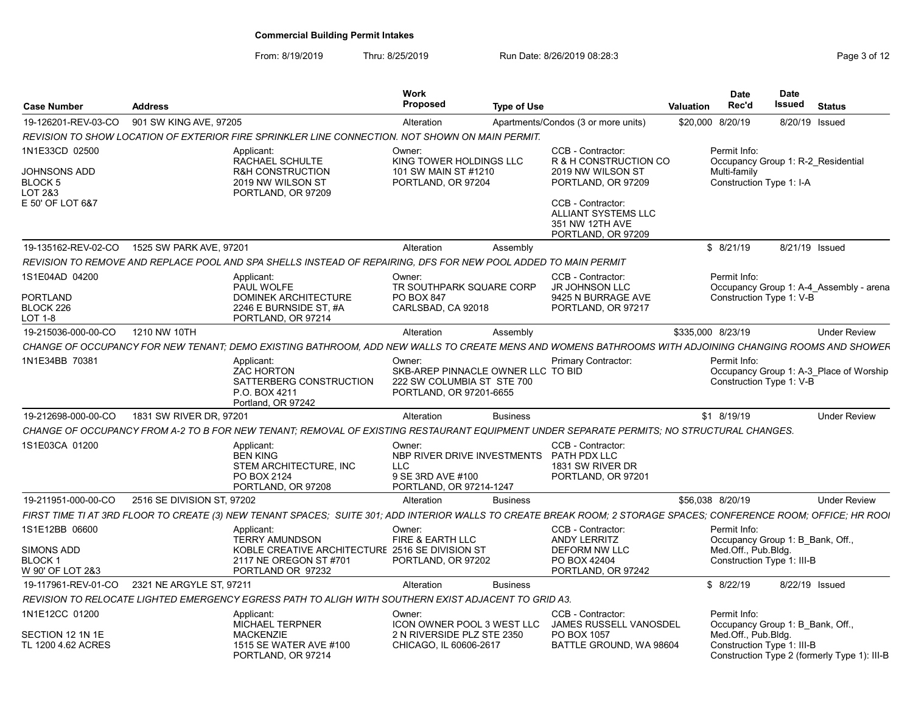**Commercial Building Permit Intakes**

From: 8/19/2019 Thru: 8/25/2019 Run Date: 8/26/2019 08:28:3

| Case Number | Address | Work Proposed | Type of Use | Valuation | Date Rec'd | Date Issued | Status |
|---|---|---|---|---|---|---|---|
| 19-126201-REV-03-CO | 901 SW KING AVE, 97205 | Alteration | Apartments/Condos (3 or more units) | $20,000 | 8/20/19 | 8/20/19 | Issued |

*REVISION TO SHOW LOCATION OF EXTERIOR FIRE SPRINKLER LINE CONNECTION. NOT SHOWN ON MAIN PERMIT.*

1N1E33CD 02500
JOHNSONS ADD
BLOCK 5
LOT 2&3
E 50' OF LOT 6&7

Applicant:
RACHAEL SCHULTE
R&H CONSTRUCTION
2019 NW WILSON ST
PORTLAND, OR 97209

Owner:
KING TOWER HOLDINGS LLC
101 SW MAIN ST #1210
PORTLAND, OR 97204

CCB - Contractor:
R & H CONSTRUCTION CO
2019 NW WILSON ST
PORTLAND, OR 97209

CCB - Contractor:
ALLIANT SYSTEMS LLC
351 NW 12TH AVE
PORTLAND, OR 97209

Permit Info:
Occupancy Group 1: R-2_Residential Multi-family
Construction Type 1: I-A

---

| Case Number | Address | Work Proposed | Type of Use | Valuation | Date Rec'd | Date Issued | Status |
|---|---|---|---|---|---|---|---|
| 19-135162-REV-02-CO | 1525 SW PARK AVE, 97201 | Alteration | Assembly | $ | 8/21/19 | 8/21/19 | Issued |

*REVISION TO REMOVE AND REPLACE POOL AND SPA SHELLS INSTEAD OF REPAIRING, DFS FOR NEW POOL ADDED TO MAIN PERMIT*

1S1E04AD 04200
PORTLAND
BLOCK 226
LOT 1-8

Applicant:
PAUL WOLFE
DOMINEK ARCHITECTURE
2246 E BURNSIDE ST, #A
PORTLAND, OR 97214

Owner:
TR SOUTHPARK SQUARE CORP
PO BOX 847
CARLSBAD, CA 92018

CCB - Contractor:
JR JOHNSON LLC
9425 N BURRAGE AVE
PORTLAND, OR 97217

Permit Info:
Occupancy Group 1: A-4_Assembly - arena
Construction Type 1: V-B

---

| Case Number | Address | Work Proposed | Type of Use | Valuation | Date Rec'd | Date Issued | Status |
|---|---|---|---|---|---|---|---|
| 19-215036-000-00-CO | 1210 NW 10TH | Alteration | Assembly | $335,000 | 8/23/19 | | Under Review |

*CHANGE OF OCCUPANCY FOR NEW TENANT; DEMO EXISTING BATHROOM, ADD NEW WALLS TO CREATE MENS AND WOMENS BATHROOMS WITH ADJOINING CHANGING ROOMS AND SHOWER*

1N1E34BB 70381

Applicant:
ZAC HORTON
SATTERBERG CONSTRUCTION
P.O. BOX 4211
Portland, OR 97242

Owner:
SKB-AREP PINNACLE OWNER LLC
222 SW COLUMBIA ST STE 700
PORTLAND, OR 97201-6655

Primary Contractor:
TO BID

Permit Info:
Occupancy Group 1: A-3_Place of Worship
Construction Type 1: V-B

---

| Case Number | Address | Work Proposed | Type of Use | Valuation | Date Rec'd | Date Issued | Status |
|---|---|---|---|---|---|---|---|
| 19-212698-000-00-CO | 1831 SW RIVER DR, 97201 | Alteration | Business | $1 | 8/19/19 | | Under Review |

*CHANGE OF OCCUPANCY FROM A-2 TO B FOR NEW TENANT; REMOVAL OF EXISTING RESTAURANT EQUIPMENT UNDER SEPARATE PERMITS; NO STRUCTURAL CHANGES.*

1S1E03CA 01200

Applicant:
BEN KING
STEM ARCHITECTURE, INC
PO BOX 2124
PORTLAND, OR 97208

Owner:
NBP RIVER DRIVE INVESTMENTS LLC
9 SE 3RD AVE #100
PORTLAND, OR 97214-1247

CCB - Contractor:
PATH PDX LLC
1831 SW RIVER DR
PORTLAND, OR 97201

---

| Case Number | Address | Work Proposed | Type of Use | Valuation | Date Rec'd | Date Issued | Status |
|---|---|---|---|---|---|---|---|
| 19-211951-000-00-CO | 2516 SE DIVISION ST, 97202 | Alteration | Business | $56,038 | 8/20/19 | | Under Review |

*FIRST TIME TI AT 3RD FLOOR TO CREATE (3) NEW TENANT SPACES; SUITE 301; ADD INTERIOR WALLS TO CREATE BREAK ROOM; 2 STORAGE SPACES; CONFERENCE ROOM; OFFICE; HR ROOI*

1S1E12BB 06600
SIMONS ADD
BLOCK 1
W 90' OF LOT 2&3

Applicant:
TERRY AMUNDSON
KOBLE CREATIVE ARCHITECTURE
2117 NE OREGON ST #701
PORTLAND OR 97232

Owner:
FIRE & EARTH LLC
2516 SE DIVISION ST
PORTLAND, OR 97202

CCB - Contractor:
ANDY LERRITZ
DEFORM NW LLC
PO BOX 42404
PORTLAND, OR 97242

Permit Info:
Occupancy Group 1: B_Bank, Off., Med.Off., Pub.Bldg.
Construction Type 1: III-B

---

| Case Number | Address | Work Proposed | Type of Use | Valuation | Date Rec'd | Date Issued | Status |
|---|---|---|---|---|---|---|---|
| 19-117961-REV-01-CO | 2321 NE ARGYLE ST, 97211 | Alteration | Business | $ | 8/22/19 | 8/22/19 | Issued |

*REVISION TO RELOCATE LIGHTED EMERGENCY EGRESS PATH TO ALIGH WITH SOUTHERN EXIST ADJACENT TO GRID A3.*

1N1E12CC 01200
SECTION 12 1N 1E
TL 1200 4.62 ACRES

Applicant:
MICHAEL TERPNER
MACKENZIE
1515 SE WATER AVE #100
PORTLAND, OR 97214

Owner:
ICON OWNER POOL 3 WEST LLC
2 N RIVERSIDE PLZ STE 2350
CHICAGO, IL 60606-2617

CCB - Contractor:
JAMES RUSSELL VANOSDEL
PO BOX 1057
BATTLE GROUND, WA 98604

Permit Info:
Occupancy Group 1: B_Bank, Off., Med.Off., Pub.Bldg.
Construction Type 1: III-B
Construction Type 2 (formerly Type 1): III-B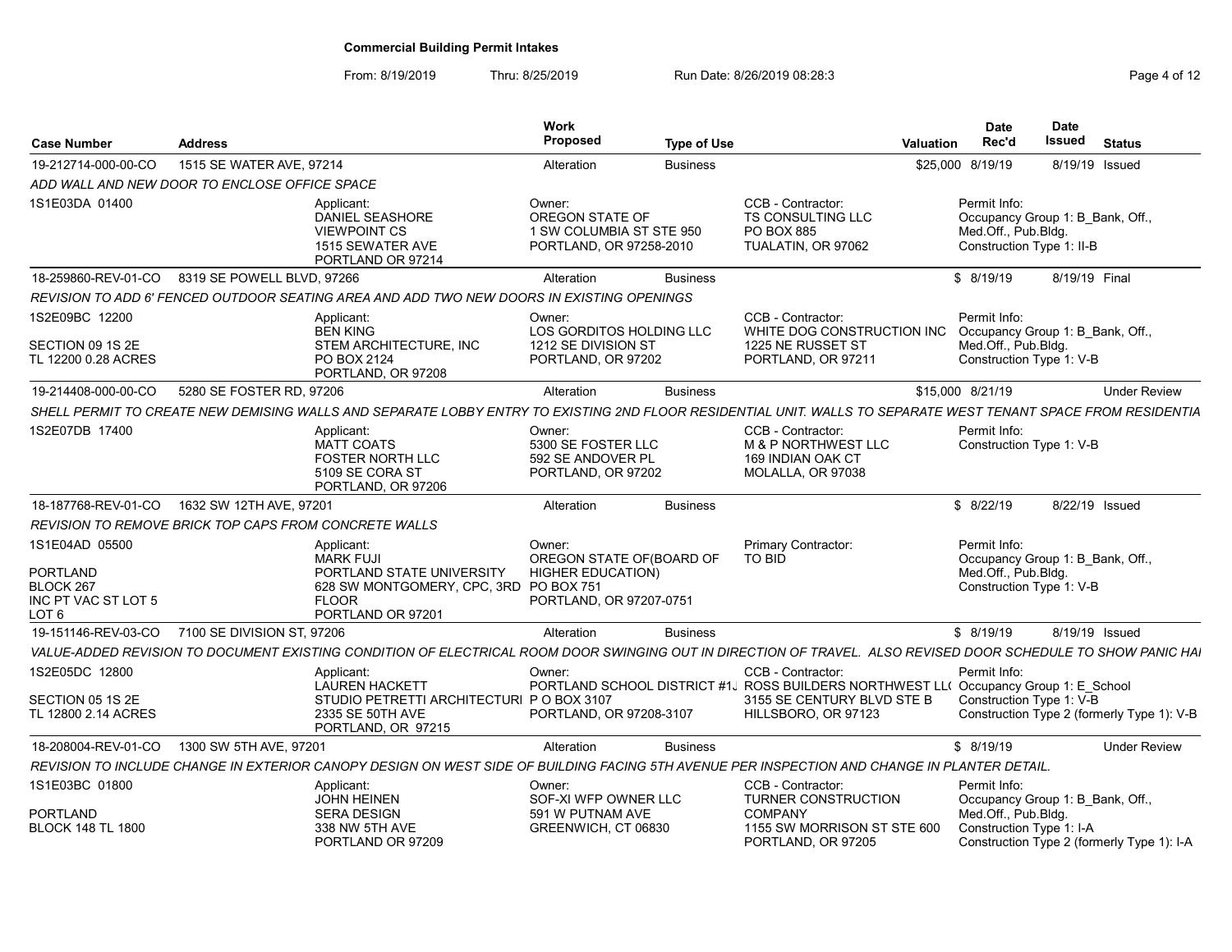**Commercial Building Permit Intakes**

From: 8/19/2019 Thru: 8/25/2019 Run Date: 8/26/2019 08:28:3

| Case Number | Address | Work Proposed | Type of Use | Valuation | Date Rec'd | Date Issued | Status |
|---|---|---|---|---|---|---|---|
| 19-212714-000-00-CO | 1515 SE WATER AVE, 97214 | Alteration | Business | $25,000 | 8/19/19 | 8/19/19 | Issued |
| 18-259860-REV-01-CO | 8319 SE POWELL BLVD, 97266 | Alteration | Business | $ | 8/19/19 | 8/19/19 | Final |
| 19-214408-000-00-CO | 5280 SE FOSTER RD, 97206 | Alteration | Business | $15,000 | 8/21/19 | | Under Review |
| 18-187768-REV-01-CO | 1632 SW 12TH AVE, 97201 | Alteration | Business | $ | 8/22/19 | 8/22/19 | Issued |
| 19-151146-REV-03-CO | 7100 SE DIVISION ST, 97206 | Alteration | Business | $ | 8/19/19 | 8/19/19 | Issued |
| 18-208004-REV-01-CO | 1300 SW 5TH AVE, 97201 | Alteration | Business | $ | 8/19/19 | | Under Review |

**19-212714-000-00-CO** — 1515 SE WATER AVE, 97214

*ADD WALL AND NEW DOOR TO ENCLOSE OFFICE SPACE*

- 1S1E03DA 01400
- Applicant: DANIEL SEASHORE, VIEWPOINT CS, 1515 SEWATER AVE, PORTLAND OR 97214
- Owner: OREGON STATE OF, 1 SW COLUMBIA ST STE 950, PORTLAND, OR 97258-2010
- CCB - Contractor: TS CONSULTING LLC, PO BOX 885, TUALATIN, OR 97062
- Permit Info: Occupancy Group 1: B_Bank, Off., Med.Off., Pub.Bldg.; Construction Type 1: II-B

**18-259860-REV-01-CO** — 8319 SE POWELL BLVD, 97266

*REVISION TO ADD 6' FENCED OUTDOOR SEATING AREA AND ADD TWO NEW DOORS IN EXISTING OPENINGS*

- 1S2E09BC 12200, SECTION 09 1S 2E, TL 12200 0.28 ACRES
- Applicant: BEN KING, STEM ARCHITECTURE, INC, PO BOX 2124, PORTLAND, OR 97208
- Owner: LOS GORDITOS HOLDING LLC, 1212 SE DIVISION ST, PORTLAND, OR 97202
- CCB - Contractor: WHITE DOG CONSTRUCTION INC, 1225 NE RUSSET ST, PORTLAND, OR 97211
- Permit Info: Occupancy Group 1: B_Bank, Off., Med.Off., Pub.Bldg.; Construction Type 1: V-B

**19-214408-000-00-CO** — 5280 SE FOSTER RD, 97206

*SHELL PERMIT TO CREATE NEW DEMISING WALLS AND SEPARATE LOBBY ENTRY TO EXISTING 2ND FLOOR RESIDENTIAL UNIT. WALLS TO SEPARATE WEST TENANT SPACE FROM RESIDENTIA*

- 1S2E07DB 17400
- Applicant: MATT COATS, FOSTER NORTH LLC, 5109 SE CORA ST, PORTLAND, OR 97206
- Owner: 5300 SE FOSTER LLC, 592 SE ANDOVER PL, PORTLAND, OR 97202
- CCB - Contractor: M & P NORTHWEST LLC, 169 INDIAN OAK CT, MOLALLA, OR 97038
- Permit Info: Construction Type 1: V-B

**18-187768-REV-01-CO** — 1632 SW 12TH AVE, 97201

*REVISION TO REMOVE BRICK TOP CAPS FROM CONCRETE WALLS*

- 1S1E04AD 05500, PORTLAND, BLOCK 267, INC PT VAC ST LOT 5, LOT 6
- Applicant: MARK FUJI, PORTLAND STATE UNIVERSITY, 628 SW MONTGOMERY, CPC, 3RD FLOOR, PORTLAND OR 97201
- Owner: OREGON STATE OF(BOARD OF HIGHER EDUCATION), PO BOX 751, PORTLAND, OR 97207-0751
- Primary Contractor: TO BID
- Permit Info: Occupancy Group 1: B_Bank, Off., Med.Off., Pub.Bldg.; Construction Type 1: V-B

**19-151146-REV-03-CO** — 7100 SE DIVISION ST, 97206

*VALUE-ADDED REVISION TO DOCUMENT EXISTING CONDITION OF ELECTRICAL ROOM DOOR SWINGING OUT IN DIRECTION OF TRAVEL. ALSO REVISED DOOR SCHEDULE TO SHOW PANIC HAI*

- 1S2E05DC 12800, SECTION 05 1S 2E, TL 12800 2.14 ACRES
- Applicant: LAUREN HACKETT, STUDIO PETRETTI ARCHITECTURI, 2335 SE 50TH AVE, PORTLAND, OR 97215
- Owner: PORTLAND SCHOOL DISTRICT #1J, P O BOX 3107, PORTLAND, OR 97208-3107
- CCB - Contractor: ROSS BUILDERS NORTHWEST LL(, 3155 SE CENTURY BLVD STE B, HILLSBORO, OR 97123
- Permit Info: Occupancy Group 1: E_School; Construction Type 1: V-B; Construction Type 2 (formerly Type 1): V-B

**18-208004-REV-01-CO** — 1300 SW 5TH AVE, 97201

*REVISION TO INCLUDE CHANGE IN EXTERIOR CANOPY DESIGN ON WEST SIDE OF BUILDING FACING 5TH AVENUE PER INSPECTION AND CHANGE IN PLANTER DETAIL.*

- 1S1E03BC 01800, PORTLAND, BLOCK 148 TL 1800
- Applicant: JOHN HEINEN, SERA DESIGN, 338 NW 5TH AVE, PORTLAND OR 97209
- Owner: SOF-XI WFP OWNER LLC, 591 W PUTNAM AVE, GREENWICH, CT 06830
- CCB - Contractor: TURNER CONSTRUCTION COMPANY, 1155 SW MORRISON ST STE 600, PORTLAND, OR 97205
- Permit Info: Occupancy Group 1: B_Bank, Off., Med.Off., Pub.Bldg.; Construction Type 1: I-A; Construction Type 2 (formerly Type 1): I-A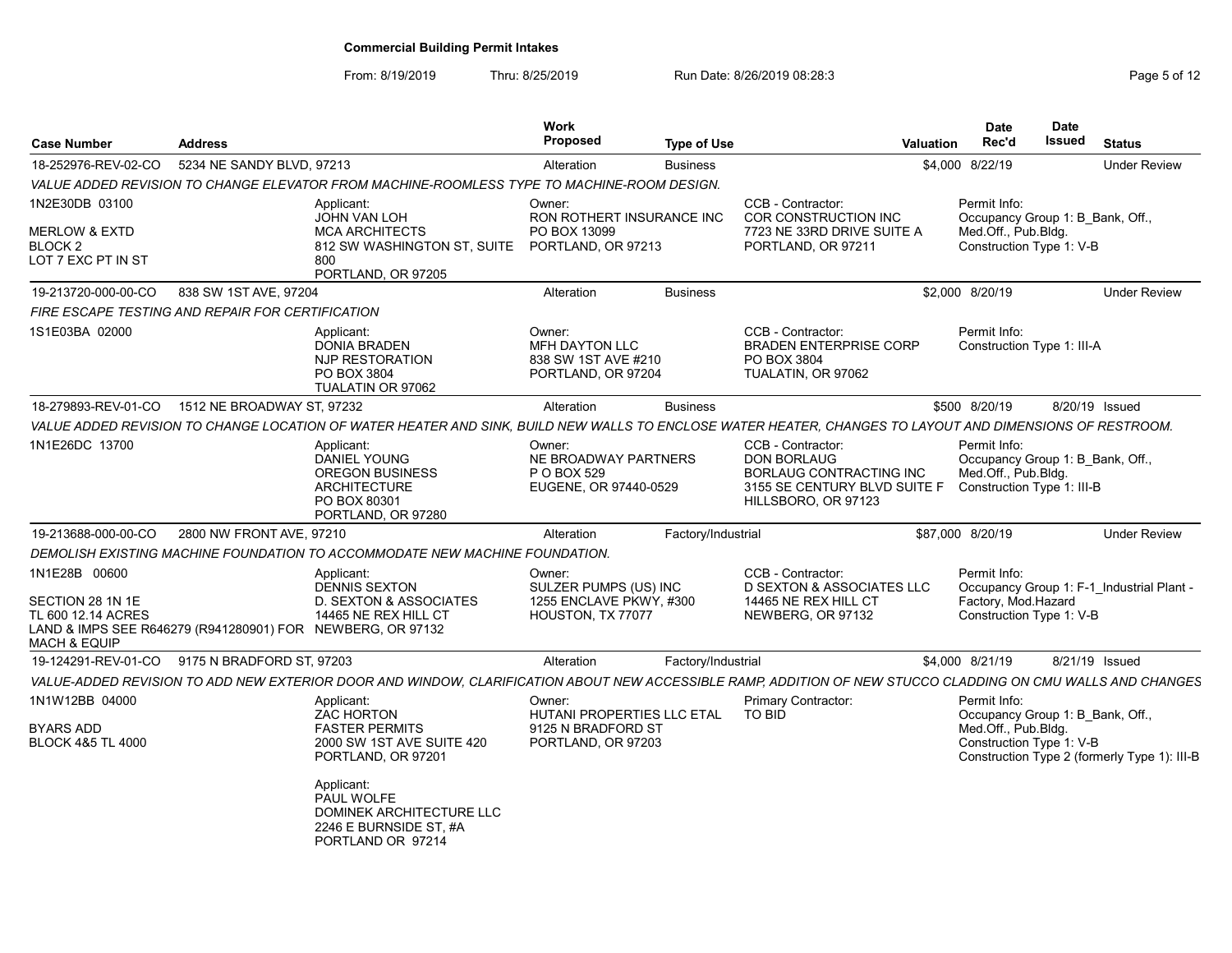**Commercial Building Permit Intakes**

From: 8/19/2019 Thru: 8/25/2019 Run Date: 8/26/2019 08:28:3

| Case Number | Address | Work Proposed | Type of Use | Valuation | Date Rec'd | Date Issued | Status |
|---|---|---|---|---|---|---|---|
| 18-252976-REV-02-CO | 5234 NE SANDY BLVD, 97213 | Alteration | Business | $4,000 | 8/22/19 | | Under Review |

*VALUE ADDED REVISION TO CHANGE ELEVATOR FROM MACHINE-ROOMLESS TYPE TO MACHINE-ROOM DESIGN.*

1N2E30DB 03100
MERLOW & EXTD
BLOCK 2
LOT 7 EXC PT IN ST

Applicant: JOHN VAN LOH, MCA ARCHITECTS, 812 SW WASHINGTON ST, SUITE 800, PORTLAND, OR 97205

Owner: RON ROTHERT INSURANCE INC, PO BOX 13099, PORTLAND, OR 97213

CCB - Contractor: COR CONSTRUCTION INC, 7723 NE 33RD DRIVE SUITE A, PORTLAND, OR 97211

Permit Info: Occupancy Group 1: B_Bank, Off., Med.Off., Pub.Bldg. Construction Type 1: V-B

| Case Number | Address | Work Proposed | Type of Use | Valuation | Date Rec'd | Date Issued | Status |
|---|---|---|---|---|---|---|---|
| 19-213720-000-00-CO | 838 SW 1ST AVE, 97204 | Alteration | Business | $2,000 | 8/20/19 | | Under Review |

*FIRE ESCAPE TESTING AND REPAIR FOR CERTIFICATION*

1S1E03BA 02000

Applicant: DONIA BRADEN, NJP RESTORATION, PO BOX 3804, TUALATIN OR 97062

Owner: MFH DAYTON LLC, 838 SW 1ST AVE #210, PORTLAND, OR 97204

CCB - Contractor: BRADEN ENTERPRISE CORP, PO BOX 3804, TUALATIN, OR 97062

Permit Info: Construction Type 1: III-A

| Case Number | Address | Work Proposed | Type of Use | Valuation | Date Rec'd | Date Issued | Status |
|---|---|---|---|---|---|---|---|
| 18-279893-REV-01-CO | 1512 NE BROADWAY ST, 97232 | Alteration | Business | $500 | 8/20/19 | 8/20/19 | Issued |

*VALUE ADDED REVISION TO CHANGE LOCATION OF WATER HEATER AND SINK, BUILD NEW WALLS TO ENCLOSE WATER HEATER, CHANGES TO LAYOUT AND DIMENSIONS OF RESTROOM.*

1N1E26DC 13700

Applicant: DANIEL YOUNG, OREGON BUSINESS ARCHITECTURE, PO BOX 80301, PORTLAND, OR 97280

Owner: NE BROADWAY PARTNERS, P O BOX 529, EUGENE, OR 97440-0529

CCB - Contractor: DON BORLAUG, BORLAUG CONTRACTING INC, 3155 SE CENTURY BLVD SUITE F, HILLSBORO, OR 97123

Permit Info: Occupancy Group 1: B_Bank, Off., Med.Off., Pub.Bldg. Construction Type 1: III-B

| Case Number | Address | Work Proposed | Type of Use | Valuation | Date Rec'd | Date Issued | Status |
|---|---|---|---|---|---|---|---|
| 19-213688-000-00-CO | 2800 NW FRONT AVE, 97210 | Alteration | Factory/Industrial | $87,000 | 8/20/19 | | Under Review |

*DEMOLISH EXISTING MACHINE FOUNDATION TO ACCOMMODATE NEW MACHINE FOUNDATION.*

1N1E28B 00600
SECTION 28 1N 1E
TL 600 12.14 ACRES
LAND & IMPS SEE R646279 (R941280901) FOR MACH & EQUIP

Applicant: DENNIS SEXTON, D. SEXTON & ASSOCIATES, 14465 NE REX HILL CT, NEWBERG, OR 97132

Owner: SULZER PUMPS (US) INC, 1255 ENCLAVE PKWY, #300, HOUSTON, TX 77077

CCB - Contractor: D SEXTON & ASSOCIATES LLC, 14465 NE REX HILL CT, NEWBERG, OR 97132

Permit Info: Occupancy Group 1: F-1_Industrial Plant - Factory, Mod.Hazard. Construction Type 1: V-B

| Case Number | Address | Work Proposed | Type of Use | Valuation | Date Rec'd | Date Issued | Status |
|---|---|---|---|---|---|---|---|
| 19-124291-REV-01-CO | 9175 N BRADFORD ST, 97203 | Alteration | Factory/Industrial | $4,000 | 8/21/19 | 8/21/19 | Issued |

*VALUE-ADDED REVISION TO ADD NEW EXTERIOR DOOR AND WINDOW, CLARIFICATION ABOUT NEW ACCESSIBLE RAMP, ADDITION OF NEW STUCCO CLADDING ON CMU WALLS AND CHANGES*

1N1W12BB 04000
BYARS ADD
BLOCK 4&5 TL 4000

Applicant: ZAC HORTON, FASTER PERMITS, 2000 SW 1ST AVE SUITE 420, PORTLAND, OR 97201

Applicant: PAUL WOLFE, DOMINEK ARCHITECTURE LLC, 2246 E BURNSIDE ST, #A, PORTLAND OR 97214

Owner: HUTANI PROPERTIES LLC ETAL, 9125 N BRADFORD ST, PORTLAND, OR 97203

Primary Contractor: TO BID

Permit Info: Occupancy Group 1: B_Bank, Off., Med.Off., Pub.Bldg. Construction Type 1: V-B. Construction Type 2 (formerly Type 1): III-B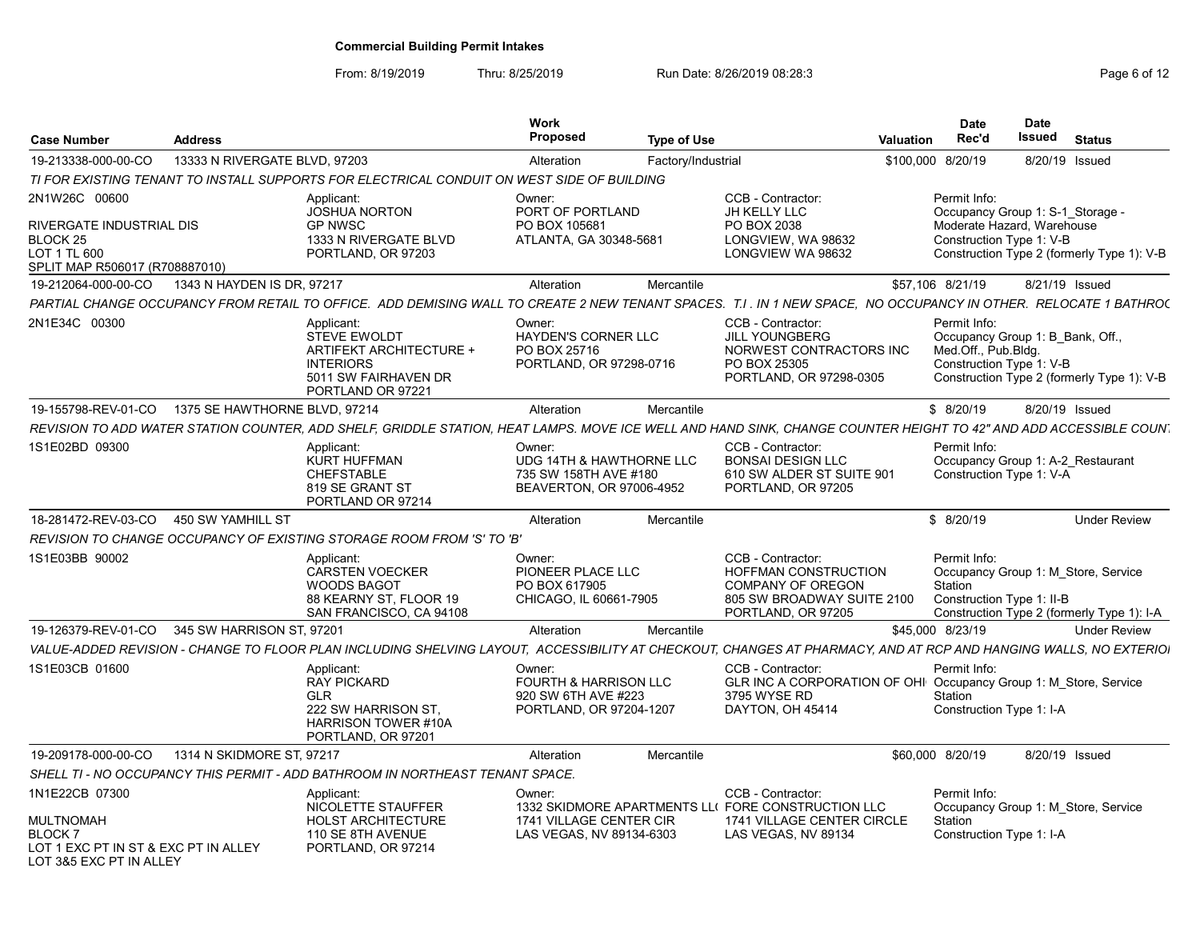# Commercial Building Permit Intakes

From: 8/19/2019 Thru: 8/25/2019 Run Date: 8/26/2019 08:28:3

| Case Number | Address | Work Proposed | Type of Use | Valuation | Date Rec'd | Date Issued | Status |
|---|---|---|---|---|---|---|---|
| 19-213338-000-00-CO | 13333 N RIVERGATE BLVD, 97203 | Alteration | Factory/Industrial | $100,000 | 8/20/19 | 8/20/19 | Issued |

*TI FOR EXISTING TENANT TO INSTALL SUPPORTS FOR ELECTRICAL CONDUIT ON WEST SIDE OF BUILDING*

2N1W26C 00600
RIVERGATE INDUSTRIAL DIS
BLOCK 25
LOT 1 TL 600
SPLIT MAP R506017 (R708887010)

Applicant: JOSHUA NORTON, GP NWSC, 1333 N RIVERGATE BLVD, PORTLAND, OR 97203

Owner: PORT OF PORTLAND, PO BOX 105681, ATLANTA, GA 30348-5681

CCB - Contractor: JH KELLY LLC, PO BOX 2038, LONGVIEW, WA 98632, LONGVIEW WA 98632

Permit Info: Occupancy Group 1: S-1_Storage - Moderate Hazard, Warehouse; Construction Type 1: V-B; Construction Type 2 (formerly Type 1): V-B

---

| Case Number | Address | Work Proposed | Type of Use | Valuation | Date Rec'd | Date Issued | Status |
|---|---|---|---|---|---|---|---|
| 19-212064-000-00-CO | 1343 N HAYDEN IS DR, 97217 | Alteration | Mercantile | $57,106 | 8/21/19 | 8/21/19 | Issued |

*PARTIAL CHANGE OCCUPANCY FROM RETAIL TO OFFICE. ADD DEMISING WALL TO CREATE 2 NEW TENANT SPACES. T.I . IN 1 NEW SPACE, NO OCCUPANCY IN OTHER. RELOCATE 1 BATHROC*

2N1E34C 00300

Applicant: STEVE EWOLDT, ARTIFEKT ARCHITECTURE + INTERIORS, 5011 SW FAIRHAVEN DR, PORTLAND OR 97221

Owner: HAYDEN'S CORNER LLC, PO BOX 25716, PORTLAND, OR 97298-0716

CCB - Contractor: JILL YOUNGBERG, NORWEST CONTRACTORS INC, PO BOX 25305, PORTLAND, OR 97298-0305

Permit Info: Occupancy Group 1: B_Bank, Off., Med.Off., Pub.Bldg.; Construction Type 1: V-B; Construction Type 2 (formerly Type 1): V-B

---

| Case Number | Address | Work Proposed | Type of Use | Valuation | Date Rec'd | Date Issued | Status |
|---|---|---|---|---|---|---|---|
| 19-155798-REV-01-CO | 1375 SE HAWTHORNE BLVD, 97214 | Alteration | Mercantile | $ | 8/20/19 | 8/20/19 | Issued |

*REVISION TO ADD WATER STATION COUNTER, ADD SHELF, GRIDDLE STATION, HEAT LAMPS. MOVE ICE WELL AND HAND SINK, CHANGE COUNTER HEIGHT TO 42" AND ADD ACCESSIBLE COUN*

1S1E02BD 09300

Applicant: KURT HUFFMAN, CHEFSTABLE, 819 SE GRANT ST, PORTLAND OR 97214

Owner: UDG 14TH & HAWTHORNE LLC, 735 SW 158TH AVE #180, BEAVERTON, OR 97006-4952

CCB - Contractor: BONSAI DESIGN LLC, 610 SW ALDER ST SUITE 901, PORTLAND, OR 97205

Permit Info: Occupancy Group 1: A-2_Restaurant; Construction Type 1: V-A

---

| Case Number | Address | Work Proposed | Type of Use | Valuation | Date Rec'd | Date Issued | Status |
|---|---|---|---|---|---|---|---|
| 18-281472-REV-03-CO | 450 SW YAMHILL ST | Alteration | Mercantile | $ | 8/20/19 | | Under Review |

*REVISION TO CHANGE OCCUPANCY OF EXISTING STORAGE ROOM FROM 'S' TO 'B'*

1S1E03BB 90002

Applicant: CARSTEN VOECKER, WOODS BAGOT, 88 KEARNY ST, FLOOR 19, SAN FRANCISCO, CA 94108

Owner: PIONEER PLACE LLC, PO BOX 617905, CHICAGO, IL 60661-7905

CCB - Contractor: HOFFMAN CONSTRUCTION COMPANY OF OREGON, 805 SW BROADWAY SUITE 2100, PORTLAND, OR 97205

Permit Info: Occupancy Group 1: M_Store, Service Station; Construction Type 1: II-B; Construction Type 2 (formerly Type 1): I-A

---

| Case Number | Address | Work Proposed | Type of Use | Valuation | Date Rec'd | Date Issued | Status |
|---|---|---|---|---|---|---|---|
| 19-126379-REV-01-CO | 345 SW HARRISON ST, 97201 | Alteration | Mercantile | $45,000 | 8/23/19 | | Under Review |

*VALUE-ADDED REVISION - CHANGE TO FLOOR PLAN INCLUDING SHELVING LAYOUT, ACCESSIBILITY AT CHECKOUT, CHANGES AT PHARMACY, AND AT RCP AND HANGING WALLS, NO EXTERIOI*

1S1E03CB 01600

Applicant: RAY PICKARD, GLR, 222 SW HARRISON ST, HARRISON TOWER #10A, PORTLAND, OR 97201

Owner: FOURTH & HARRISON LLC, 920 SW 6TH AVE #223, PORTLAND, OR 97204-1207

CCB - Contractor: GLR INC A CORPORATION OF OHI, 3795 WYSE RD, DAYTON, OH 45414

Permit Info: Occupancy Group 1: M_Store, Service Station; Construction Type 1: I-A

---

| Case Number | Address | Work Proposed | Type of Use | Valuation | Date Rec'd | Date Issued | Status |
|---|---|---|---|---|---|---|---|
| 19-209178-000-00-CO | 1314 N SKIDMORE ST, 97217 | Alteration | Mercantile | $60,000 | 8/20/19 | 8/20/19 | Issued |

*SHELL TI - NO OCCUPANCY THIS PERMIT - ADD BATHROOM IN NORTHEAST TENANT SPACE.*

1N1E22CB 07300
MULTNOMAH
BLOCK 7
LOT 1 EXC PT IN ST & EXC PT IN ALLEY
LOT 3&5 EXC PT IN ALLEY

Applicant: NICOLETTE STAUFFER, HOLST ARCHITECTURE, 110 SE 8TH AVENUE, PORTLAND, OR 97214

Owner: 1332 SKIDMORE APARTMENTS LL(, 1741 VILLAGE CENTER CIR, LAS VEGAS, NV 89134-6303

CCB - Contractor: FORE CONSTRUCTION LLC, 1741 VILLAGE CENTER CIRCLE, LAS VEGAS, NV 89134

Permit Info: Occupancy Group 1: M_Store, Service Station; Construction Type 1: I-A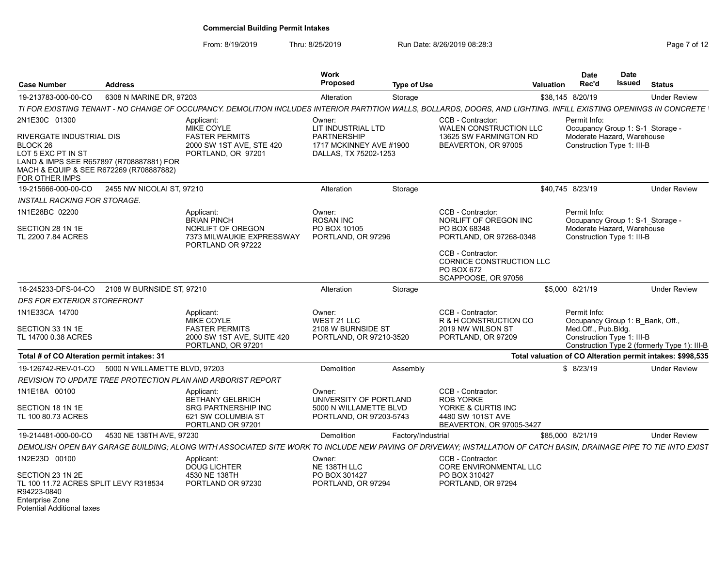**Commercial Building Permit Intakes**

From: 8/19/2019 Thru: 8/25/2019 Run Date: 8/26/2019 08:28:3

| Case Number | Address | Work Proposed | Type of Use | Valuation | Date Rec'd | Date Issued | Status |
|---|---|---|---|---|---|---|---|
| 19-213783-000-00-CO | 6308 N MARINE DR, 97203 | Alteration | Storage | $38,145 | 8/20/19 | | Under Review |

*TI FOR EXISTING TENANT - NO CHANGE OF OCCUPANCY. DEMOLITION INCLUDES INTERIOR PARTITION WALLS, BOLLARDS, DOORS, AND LIGHTING. INFILL EXISTING OPENINGS IN CONCRETE*

2N1E30C 01300

RIVERGATE INDUSTRIAL DIS
BLOCK 26
LOT 5 EXC PT IN ST
LAND & IMPS SEE R657897 (R708887881) FOR MACH & EQUIP & SEE R672269 (R708887882) FOR OTHER IMPS

Applicant: MIKE COYLE, FASTER PERMITS, 2000 SW 1ST AVE, STE 420, PORTLAND, OR 97201

Owner: LIT INDUSTRIAL LTD PARTNERSHIP, 1717 MCKINNEY AVE #1900, DALLAS, TX 75202-1253

CCB - Contractor: WALEN CONSTRUCTION LLC, 13625 SW FARMINGTON RD, BEAVERTON, OR 97005

Permit Info: Occupancy Group 1: S-1_Storage - Moderate Hazard, Warehouse; Construction Type 1: III-B

| Case Number | Address | Work Proposed | Type of Use | Valuation | Date Rec'd | Date Issued | Status |
|---|---|---|---|---|---|---|---|
| 19-215666-000-00-CO | 2455 NW NICOLAI ST, 97210 | Alteration | Storage | $40,745 | 8/23/19 | | Under Review |

*INSTALL RACKING FOR STORAGE.*

1N1E28BC 02200

SECTION 28 1N 1E
TL 2200 7.84 ACRES

Applicant: BRIAN PINCH, NORLIFT OF OREGON, 7373 MILWAUKIE EXPRESSWAY, PORTLAND OR 97222

Owner: ROSAN INC, PO BOX 10105, PORTLAND, OR 97296

CCB - Contractor: NORLIFT OF OREGON INC, PO BOX 68348, PORTLAND, OR 97268-0348

CCB - Contractor: CORNICE CONSTRUCTION LLC, PO BOX 672, SCAPPOOSE, OR 97056

Permit Info: Occupancy Group 1: S-1_Storage - Moderate Hazard, Warehouse; Construction Type 1: III-B

| Case Number | Address | Work Proposed | Type of Use | Valuation | Date Rec'd | Date Issued | Status |
|---|---|---|---|---|---|---|---|
| 18-245233-DFS-04-CO | 2108 W BURNSIDE ST, 97210 | Alteration | Storage | $5,000 | 8/21/19 | | Under Review |

*DFS FOR EXTERIOR STOREFRONT*

1N1E33CA 14700

SECTION 33 1N 1E
TL 14700 0.38 ACRES

Applicant: MIKE COYLE, FASTER PERMITS, 2000 SW 1ST AVE, SUITE 420, PORTLAND, OR 97201

Owner: WEST 21 LLC, 2108 W BURNSIDE ST, PORTLAND, OR 97210-3520

CCB - Contractor: R & H CONSTRUCTION CO, 2019 NW WILSON ST, PORTLAND, OR 97209

Permit Info: Occupancy Group 1: B_Bank, Off., Med.Off., Pub.Bldg.; Construction Type 1: III-B; Construction Type 2 (formerly Type 1): III-B

**Total # of CO Alteration permit intakes: 31** — **Total valuation of CO Alteration permit intakes: $998,535**

| Case Number | Address | Work Proposed | Type of Use | Valuation | Date Rec'd | Date Issued | Status |
|---|---|---|---|---|---|---|---|
| 19-126742-REV-01-CO | 5000 N WILLAMETTE BLVD, 97203 | Demolition | Assembly | $ | 8/23/19 | | Under Review |

*REVISION TO UPDATE TREE PROTECTION PLAN AND ARBORIST REPORT*

1N1E18A 00100

SECTION 18 1N 1E
TL 100 80.73 ACRES

Applicant: BETHANY GELBRICH, SRG PARTNERSHIP INC, 621 SW COLUMBIA ST, PORTLAND OR 97201

Owner: UNIVERSITY OF PORTLAND, 5000 N WILLAMETTE BLVD, PORTLAND, OR 97203-5743

CCB - Contractor: ROB YORKE, YORKE & CURTIS INC, 4480 SW 101ST AVE, BEAVERTON, OR 97005-3427

| Case Number | Address | Work Proposed | Type of Use | Valuation | Date Rec'd | Date Issued | Status |
|---|---|---|---|---|---|---|---|
| 19-214481-000-00-CO | 4530 NE 138TH AVE, 97230 | Demolition | Factory/Industrial | $85,000 | 8/21/19 | | Under Review |

*DEMOLISH OPEN BAY GARAGE BUILDING; ALONG WITH ASSOCIATED SITE WORK TO INCLUDE NEW PAVING OF DRIVEWAY; INSTALLATION OF CATCH BASIN, DRAINAGE PIPE TO TIE INTO EXIST*

1N2E23D 00100

SECTION 23 1N 2E
TL 100 11.72 ACRES SPLIT LEVY R318534
R94223-0840
Enterprise Zone
Potential Additional taxes

Applicant: DOUG LICHTER, 4530 NE 138TH, PORTLAND OR 97230

Owner: NE 138TH LLC, PO BOX 301427, PORTLAND, OR 97294

CCB - Contractor: CORE ENVIRONMENTAL LLC, PO BOX 310427, PORTLAND, OR 97294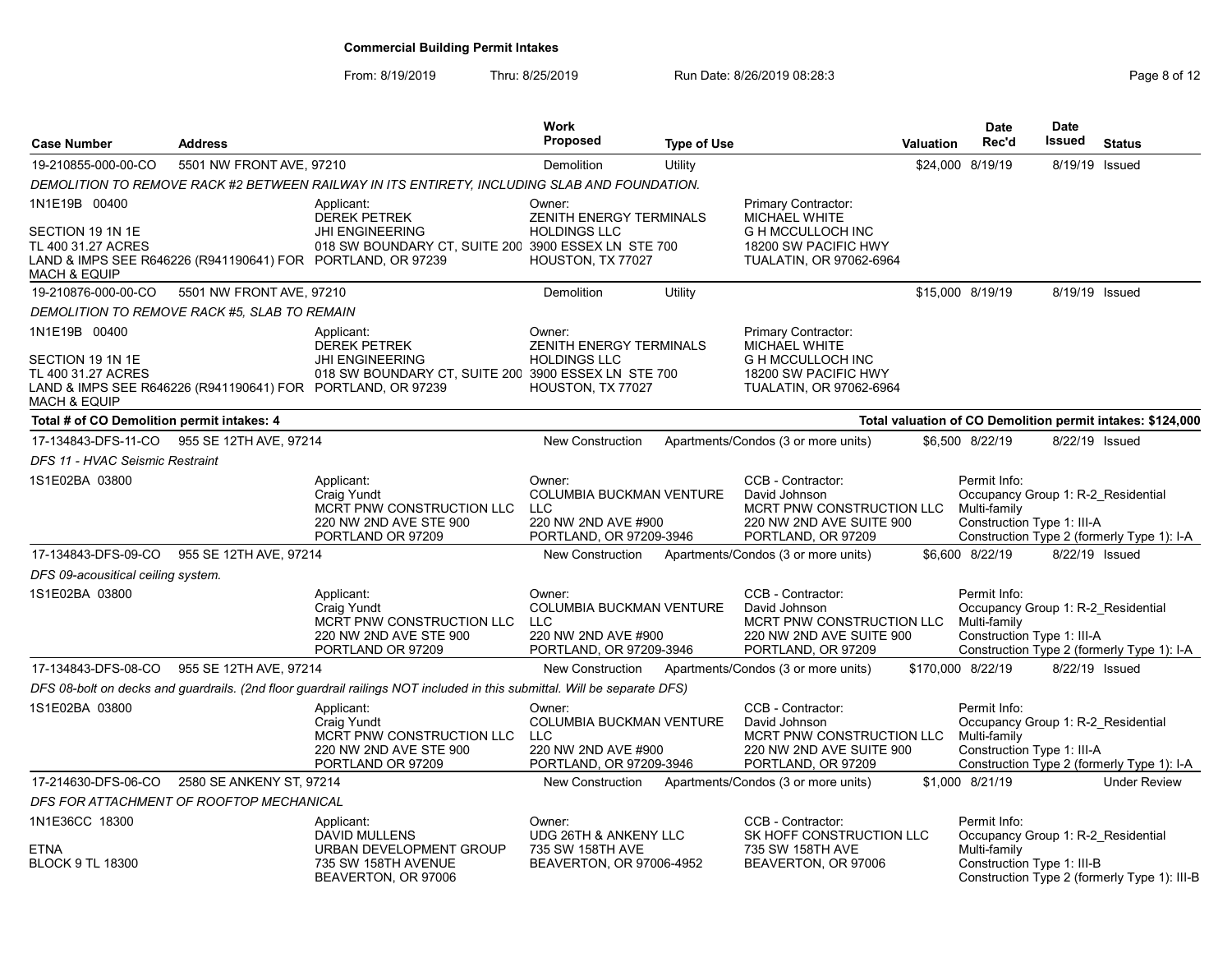**Commercial Building Permit Intakes**

From: 8/19/2019 Thru: 8/25/2019 Run Date: 8/26/2019 08:28:3

| Case Number | Address | Work Proposed | Type of Use | Valuation | Date Rec'd | Date Issued | Status |
|---|---|---|---|---|---|---|---|
| 19-210855-000-00-CO | 5501 NW FRONT AVE, 97210 | Demolition | Utility | $24,000 | 8/19/19 | 8/19/19 | Issued |

*DEMOLITION TO REMOVE RACK #2 BETWEEN RAILWAY IN ITS ENTIRETY, INCLUDING SLAB AND FOUNDATION.*

1N1E19B 00400
SECTION 19 1N 1E
TL 400 31.27 ACRES
LAND & IMPS SEE R646226 (R941190641) FOR MACH & EQUIP

Applicant: DEREK PETREK, JHI ENGINEERING, 018 SW BOUNDARY CT, SUITE 200, PORTLAND, OR 97239

Owner: ZENITH ENERGY TERMINALS HOLDINGS LLC, 3900 ESSEX LN STE 700, HOUSTON, TX 77027

Primary Contractor: MICHAEL WHITE, G H MCCULLOCH INC, 18200 SW PACIFIC HWY, TUALATIN, OR 97062-6964

| Case Number | Address | Work Proposed | Type of Use | Valuation | Date Rec'd | Date Issued | Status |
|---|---|---|---|---|---|---|---|
| 19-210876-000-00-CO | 5501 NW FRONT AVE, 97210 | Demolition | Utility | $15,000 | 8/19/19 | 8/19/19 | Issued |

*DEMOLITION TO REMOVE RACK #5, SLAB TO REMAIN*

1N1E19B 00400
SECTION 19 1N 1E
TL 400 31.27 ACRES
LAND & IMPS SEE R646226 (R941190641) FOR MACH & EQUIP

Applicant: DEREK PETREK, JHI ENGINEERING, 018 SW BOUNDARY CT, SUITE 200, PORTLAND, OR 97239

Owner: ZENITH ENERGY TERMINALS HOLDINGS LLC, 3900 ESSEX LN STE 700, HOUSTON, TX 77027

Primary Contractor: MICHAEL WHITE, G H MCCULLOCH INC, 18200 SW PACIFIC HWY, TUALATIN, OR 97062-6964

**Total # of CO Demolition permit intakes: 4**

**Total valuation of CO Demolition permit intakes: $124,000**

| Case Number | Address | Work Proposed | Type of Use | Valuation | Date Rec'd | Date Issued | Status |
|---|---|---|---|---|---|---|---|
| 17-134843-DFS-11-CO | 955 SE 12TH AVE, 97214 | New Construction | Apartments/Condos (3 or more units) | $6,500 | 8/22/19 | 8/22/19 | Issued |

*DFS 11 - HVAC Seismic Restraint*

1S1E02BA 03800

Applicant: Craig Yundt, MCRT PNW CONSTRUCTION LLC, 220 NW 2ND AVE STE 900, PORTLAND OR 97209

Owner: COLUMBIA BUCKMAN VENTURE LLC, 220 NW 2ND AVE #900, PORTLAND, OR 97209-3946

CCB - Contractor: David Johnson, MCRT PNW CONSTRUCTION LLC, 220 NW 2ND AVE SUITE 900, PORTLAND, OR 97209

Permit Info: Occupancy Group 1: R-2_Residential Multi-family; Construction Type 1: III-A; Construction Type 2 (formerly Type 1): I-A

| Case Number | Address | Work Proposed | Type of Use | Valuation | Date Rec'd | Date Issued | Status |
|---|---|---|---|---|---|---|---|
| 17-134843-DFS-09-CO | 955 SE 12TH AVE, 97214 | New Construction | Apartments/Condos (3 or more units) | $6,600 | 8/22/19 | 8/22/19 | Issued |

*DFS 09-acousitical ceiling system.*

1S1E02BA 03800

Applicant: Craig Yundt, MCRT PNW CONSTRUCTION LLC, 220 NW 2ND AVE STE 900, PORTLAND OR 97209

Owner: COLUMBIA BUCKMAN VENTURE LLC, 220 NW 2ND AVE #900, PORTLAND, OR 97209-3946

CCB - Contractor: David Johnson, MCRT PNW CONSTRUCTION LLC, 220 NW 2ND AVE SUITE 900, PORTLAND, OR 97209

Permit Info: Occupancy Group 1: R-2_Residential Multi-family; Construction Type 1: III-A; Construction Type 2 (formerly Type 1): I-A

| Case Number | Address | Work Proposed | Type of Use | Valuation | Date Rec'd | Date Issued | Status |
|---|---|---|---|---|---|---|---|
| 17-134843-DFS-08-CO | 955 SE 12TH AVE, 97214 | New Construction | Apartments/Condos (3 or more units) | $170,000 | 8/22/19 | 8/22/19 | Issued |

*DFS 08-bolt on decks and guardrails. (2nd floor guardrail railings NOT included in this submittal. Will be separate DFS)*

1S1E02BA 03800

Applicant: Craig Yundt, MCRT PNW CONSTRUCTION LLC, 220 NW 2ND AVE STE 900, PORTLAND OR 97209

Owner: COLUMBIA BUCKMAN VENTURE LLC, 220 NW 2ND AVE #900, PORTLAND, OR 97209-3946

CCB - Contractor: David Johnson, MCRT PNW CONSTRUCTION LLC, 220 NW 2ND AVE SUITE 900, PORTLAND, OR 97209

Permit Info: Occupancy Group 1: R-2_Residential Multi-family; Construction Type 1: III-A; Construction Type 2 (formerly Type 1): I-A

| Case Number | Address | Work Proposed | Type of Use | Valuation | Date Rec'd | Date Issued | Status |
|---|---|---|---|---|---|---|---|
| 17-214630-DFS-06-CO | 2580 SE ANKENY ST, 97214 | New Construction | Apartments/Condos (3 or more units) | $1,000 | 8/21/19 | | Under Review |

*DFS FOR ATTACHMENT OF ROOFTOP MECHANICAL*

1N1E36CC 18300
ETNA
BLOCK 9 TL 18300

Applicant: DAVID MULLENS, URBAN DEVELOPMENT GROUP, 735 SW 158TH AVENUE, BEAVERTON, OR 97006

Owner: UDG 26TH & ANKENY LLC, 735 SW 158TH AVE, BEAVERTON, OR 97006-4952

CCB - Contractor: SK HOFF CONSTRUCTION LLC, 735 SW 158TH AVE, BEAVERTON, OR 97006

Permit Info: Occupancy Group 1: R-2_Residential Multi-family; Construction Type 1: III-B; Construction Type 2 (formerly Type 1): III-B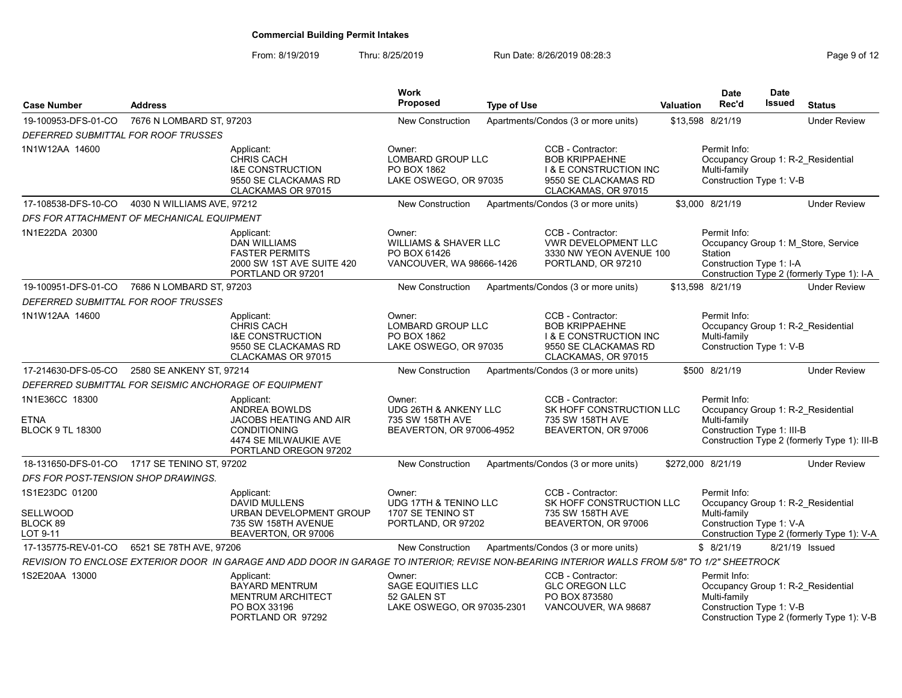**Commercial Building Permit Intakes**

From: 8/19/2019 Thru: 8/25/2019 Run Date: 8/26/2019 08:28:3

| Case Number | Address | Work Proposed | Type of Use | Valuation | Date Rec'd | Date Issued | Status |
|---|---|---|---|---|---|---|---|
| 19-100953-DFS-01-CO | 7676 N LOMBARD ST, 97203 | New Construction | Apartments/Condos (3 or more units) | $13,598 | 8/21/19 | | Under Review |

*DEFERRED SUBMITTAL FOR ROOF TRUSSES*

1N1W12AA 14600

Applicant: CHRIS CACH, I&E CONSTRUCTION, 9550 SE CLACKAMAS RD, CLACKAMAS OR 97015

Owner: LOMBARD GROUP LLC, PO BOX 1862, LAKE OSWEGO, OR 97035

CCB - Contractor: BOB KRIPPAEHNE, I & E CONSTRUCTION INC, 9550 SE CLACKAMAS RD, CLACKAMAS, OR 97015

Permit Info: Occupancy Group 1: R-2_Residential Multi-family; Construction Type 1: V-B

| Case Number | Address | Work Proposed | Type of Use | Valuation | Date Rec'd | Date Issued | Status |
|---|---|---|---|---|---|---|---|
| 17-108538-DFS-10-CO | 4030 N WILLIAMS AVE, 97212 | New Construction | Apartments/Condos (3 or more units) | $3,000 | 8/21/19 | | Under Review |

*DFS FOR ATTACHMENT OF MECHANICAL EQUIPMENT*

1N1E22DA 20300

Applicant: DAN WILLIAMS, FASTER PERMITS, 2000 SW 1ST AVE SUITE 420, PORTLAND OR 97201

Owner: WILLIAMS & SHAVER LLC, PO BOX 61426, VANCOUVER, WA 98666-1426

CCB - Contractor: VWR DEVELOPMENT LLC, 3330 NW YEON AVENUE 100, PORTLAND, OR 97210

Permit Info: Occupancy Group 1: M_Store, Service Station; Construction Type 1: I-A; Construction Type 2 (formerly Type 1): I-A

| Case Number | Address | Work Proposed | Type of Use | Valuation | Date Rec'd | Date Issued | Status |
|---|---|---|---|---|---|---|---|
| 19-100951-DFS-01-CO | 7686 N LOMBARD ST, 97203 | New Construction | Apartments/Condos (3 or more units) | $13,598 | 8/21/19 | | Under Review |

*DEFERRED SUBMITTAL FOR ROOF TRUSSES*

1N1W12AA 14600

Applicant: CHRIS CACH, I&E CONSTRUCTION, 9550 SE CLACKAMAS RD, CLACKAMAS OR 97015

Owner: LOMBARD GROUP LLC, PO BOX 1862, LAKE OSWEGO, OR 97035

CCB - Contractor: BOB KRIPPAEHNE, I & E CONSTRUCTION INC, 9550 SE CLACKAMAS RD, CLACKAMAS, OR 97015

Permit Info: Occupancy Group 1: R-2_Residential Multi-family; Construction Type 1: V-B

| Case Number | Address | Work Proposed | Type of Use | Valuation | Date Rec'd | Date Issued | Status |
|---|---|---|---|---|---|---|---|
| 17-214630-DFS-05-CO | 2580 SE ANKENY ST, 97214 | New Construction | Apartments/Condos (3 or more units) | $500 | 8/21/19 | | Under Review |

*DEFERRED SUBMITTAL FOR SEISMIC ANCHORAGE OF EQUIPMENT*

1N1E36CC 18300
ETNA
BLOCK 9 TL 18300

Applicant: ANDREA BOWLDS, JACOBS HEATING AND AIR CONDITIONING, 4474 SE MILWAUKIE AVE, PORTLAND OREGON 97202

Owner: UDG 26TH & ANKENY LLC, 735 SW 158TH AVE, BEAVERTON, OR 97006-4952

CCB - Contractor: SK HOFF CONSTRUCTION LLC, 735 SW 158TH AVE, BEAVERTON, OR 97006

Permit Info: Occupancy Group 1: R-2_Residential Multi-family; Construction Type 1: III-B; Construction Type 2 (formerly Type 1): III-B

| Case Number | Address | Work Proposed | Type of Use | Valuation | Date Rec'd | Date Issued | Status |
|---|---|---|---|---|---|---|---|
| 18-131650-DFS-01-CO | 1717 SE TENINO ST, 97202 | New Construction | Apartments/Condos (3 or more units) | $272,000 | 8/21/19 | | Under Review |

*DFS FOR POST-TENSION SHOP DRAWINGS.*

1S1E23DC 01200
SELLWOOD
BLOCK 89
LOT 9-11

Applicant: DAVID MULLENS, URBAN DEVELOPMENT GROUP, 735 SW 158TH AVENUE, BEAVERTON, OR 97006

Owner: UDG 17TH & TENINO LLC, 1707 SE TENINO ST, PORTLAND, OR 97202

CCB - Contractor: SK HOFF CONSTRUCTION LLC, 735 SW 158TH AVE, BEAVERTON, OR 97006

Permit Info: Occupancy Group 1: R-2_Residential Multi-family; Construction Type 1: V-A; Construction Type 2 (formerly Type 1): V-A

| Case Number | Address | Work Proposed | Type of Use | Valuation | Date Rec'd | Date Issued | Status |
|---|---|---|---|---|---|---|---|
| 17-135775-REV-01-CO | 6521 SE 78TH AVE, 97206 | New Construction | Apartments/Condos (3 or more units) | $ | 8/21/19 | 8/21/19 | Issued |

*REVISION TO ENCLOSE EXTERIOR DOOR IN GARAGE AND ADD DOOR IN GARAGE TO INTERIOR; REVISE NON-BEARING INTERIOR WALLS FROM 5/8" TO 1/2" SHEETROCK*

1S2E20AA 13000

Applicant: BAYARD MENTRUM, MENTRUM ARCHITECT, PO BOX 33196, PORTLAND OR 97292

Owner: SAGE EQUITIES LLC, 52 GALEN ST, LAKE OSWEGO, OR 97035-2301

CCB - Contractor: GLC OREGON LLC, PO BOX 873580, VANCOUVER, WA 98687

Permit Info: Occupancy Group 1: R-2_Residential Multi-family; Construction Type 1: V-B; Construction Type 2 (formerly Type 1): V-B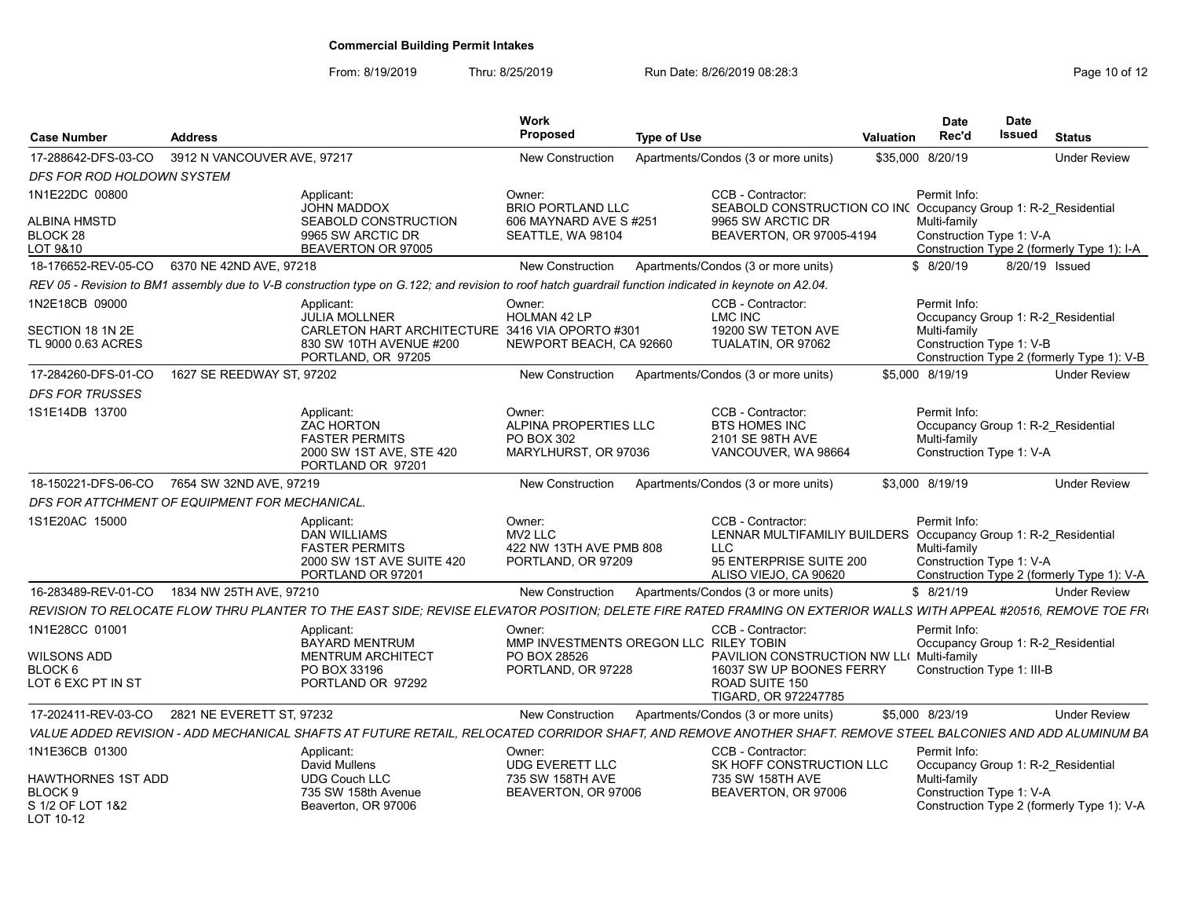**Commercial Building Permit Intakes**

From: 8/19/2019 Thru: 8/25/2019 Run Date: 8/26/2019 08:28:3

| Case Number | Address | Work Proposed | Type of Use | Valuation | Date Rec'd | Date Issued | Status |
|---|---|---|---|---|---|---|---|
| 17-288642-DFS-03-CO | 3912 N VANCOUVER AVE, 97217 | New Construction | Apartments/Condos (3 or more units) | $35,000 | 8/20/19 | | Under Review |

*DFS FOR ROD HOLDOWN SYSTEM*

| Property | Applicant | Owner | CCB - Contractor | Permit Info |
|---|---|---|---|---|
| 1N1E22DC 00800<br>ALBINA HMSTD<br>BLOCK 28<br>LOT 9&10 | Applicant:<br>JOHN MADDOX<br>SEABOLD CONSTRUCTION<br>9965 SW ARCTIC DR<br>BEAVERTON OR 97005 | Owner:<br>BRIO PORTLAND LLC<br>606 MAYNARD AVE S #251<br>SEATTLE, WA 98104 | CCB - Contractor:<br>SEABOLD CONSTRUCTION CO INC<br>9965 SW ARCTIC DR<br>BEAVERTON, OR 97005-4194 | Permit Info:<br>Occupancy Group 1: R-2_Residential Multi-family<br>Construction Type 1: V-A<br>Construction Type 2 (formerly Type 1): I-A |

| Case Number | Address | Work Proposed | Type of Use | Valuation | Date Rec'd | Date Issued | Status |
|---|---|---|---|---|---|---|---|
| 18-176652-REV-05-CO | 6370 NE 42ND AVE, 97218 | New Construction | Apartments/Condos (3 or more units) | $ | 8/20/19 | 8/20/19 | Issued |

*REV 05 - Revision to BM1 assembly due to V-B construction type on G.122; and revision to roof hatch guardrail function indicated in keynote on A2.04.*

| Property | Applicant | Owner | CCB - Contractor | Permit Info |
|---|---|---|---|---|
| 1N2E18CB 09000<br>SECTION 18 1N 2E<br>TL 9000 0.63 ACRES | Applicant:<br>JULIA MOLLNER<br>CARLETON HART ARCHITECTURE<br>830 SW 10TH AVENUE #200<br>PORTLAND, OR 97205 | Owner:<br>HOLMAN 42 LP<br>3416 VIA OPORTO #301<br>NEWPORT BEACH, CA 92660 | CCB - Contractor:<br>LMC INC<br>19200 SW TETON AVE<br>TUALATIN, OR 97062 | Permit Info:<br>Occupancy Group 1: R-2_Residential Multi-family<br>Construction Type 1: V-B<br>Construction Type 2 (formerly Type 1): V-B |

| Case Number | Address | Work Proposed | Type of Use | Valuation | Date Rec'd | Date Issued | Status |
|---|---|---|---|---|---|---|---|
| 17-284260-DFS-01-CO | 1627 SE REEDWAY ST, 97202 | New Construction | Apartments/Condos (3 or more units) | $5,000 | 8/19/19 | | Under Review |

*DFS FOR TRUSSES*

| Property | Applicant | Owner | CCB - Contractor | Permit Info |
|---|---|---|---|---|
| 1S1E14DB 13700 | Applicant:<br>ZAC HORTON<br>FASTER PERMITS<br>2000 SW 1ST AVE, STE 420<br>PORTLAND OR 97201 | Owner:<br>ALPINA PROPERTIES LLC<br>PO BOX 302<br>MARYLHURST, OR 97036 | CCB - Contractor:<br>BTS HOMES INC<br>2101 SE 98TH AVE<br>VANCOUVER, WA 98664 | Permit Info:<br>Occupancy Group 1: R-2_Residential Multi-family<br>Construction Type 1: V-A |

| Case Number | Address | Work Proposed | Type of Use | Valuation | Date Rec'd | Date Issued | Status |
|---|---|---|---|---|---|---|---|
| 18-150221-DFS-06-CO | 7654 SW 32ND AVE, 97219 | New Construction | Apartments/Condos (3 or more units) | $3,000 | 8/19/19 | | Under Review |

*DFS FOR ATTCHMENT OF EQUIPMENT FOR MECHANICAL.*

| Property | Applicant | Owner | CCB - Contractor | Permit Info |
|---|---|---|---|---|
| 1S1E20AC 15000 | Applicant:<br>DAN WILLIAMS<br>FASTER PERMITS<br>2000 SW 1ST AVE SUITE 420<br>PORTLAND OR 97201 | Owner:<br>MV2 LLC<br>422 NW 13TH AVE PMB 808<br>PORTLAND, OR 97209 | CCB - Contractor:<br>LENNAR MULTIFAMILIY BUILDERS LLC<br>95 ENTERPRISE SUITE 200<br>ALISO VIEJO, CA 90620 | Permit Info:<br>Occupancy Group 1: R-2_Residential Multi-family<br>Construction Type 1: V-A<br>Construction Type 2 (formerly Type 1): V-A |

| Case Number | Address | Work Proposed | Type of Use | Valuation | Date Rec'd | Date Issued | Status |
|---|---|---|---|---|---|---|---|
| 16-283489-REV-01-CO | 1834 NW 25TH AVE, 97210 | New Construction | Apartments/Condos (3 or more units) | $ | 8/21/19 | | Under Review |

*REVISION TO RELOCATE FLOW THRU PLANTER TO THE EAST SIDE; REVISE ELEVATOR POSITION; DELETE FIRE RATED FRAMING ON EXTERIOR WALLS WITH APPEAL #20516, REMOVE TOE FR*

| Property | Applicant | Owner | CCB - Contractor | Permit Info |
|---|---|---|---|---|
| 1N1E28CC 01001<br>WILSONS ADD<br>BLOCK 6<br>LOT 6 EXC PT IN ST | Applicant:<br>BAYARD MENTRUM<br>MENTRUM ARCHITECT<br>PO BOX 33196<br>PORTLAND OR 97292 | Owner:<br>MMP INVESTMENTS OREGON LLC<br>PO BOX 28526<br>PORTLAND, OR 97228 | CCB - Contractor:<br>RILEY TOBIN<br>PAVILION CONSTRUCTION NW LL(<br>16037 SW UP BOONES FERRY ROAD SUITE 150<br>TIGARD, OR 972247785 | Permit Info:<br>Occupancy Group 1: R-2_Residential Multi-family<br>Construction Type 1: III-B |

| Case Number | Address | Work Proposed | Type of Use | Valuation | Date Rec'd | Date Issued | Status |
|---|---|---|---|---|---|---|---|
| 17-202411-REV-03-CO | 2821 NE EVERETT ST, 97232 | New Construction | Apartments/Condos (3 or more units) | $5,000 | 8/23/19 | | Under Review |

*VALUE ADDED REVISION - ADD MECHANICAL SHAFTS AT FUTURE RETAIL, RELOCATED CORRIDOR SHAFT, AND REMOVE ANOTHER SHAFT. REMOVE STEEL BALCONIES AND ADD ALUMINUM BA*

| Property | Applicant | Owner | CCB - Contractor | Permit Info |
|---|---|---|---|---|
| 1N1E36CB 01300<br>HAWTHORNES 1ST ADD<br>BLOCK 9<br>S 1/2 OF LOT 1&2<br>LOT 10-12 | Applicant:<br>David Mullens<br>UDG Couch LLC<br>735 SW 158th Avenue<br>Beaverton, OR 97006 | Owner:<br>UDG EVERETT LLC<br>735 SW 158TH AVE<br>BEAVERTON, OR 97006 | CCB - Contractor:<br>SK HOFF CONSTRUCTION LLC<br>735 SW 158TH AVE<br>BEAVERTON, OR 97006 | Permit Info:<br>Occupancy Group 1: R-2_Residential Multi-family<br>Construction Type 1: V-A<br>Construction Type 2 (formerly Type 1): V-A |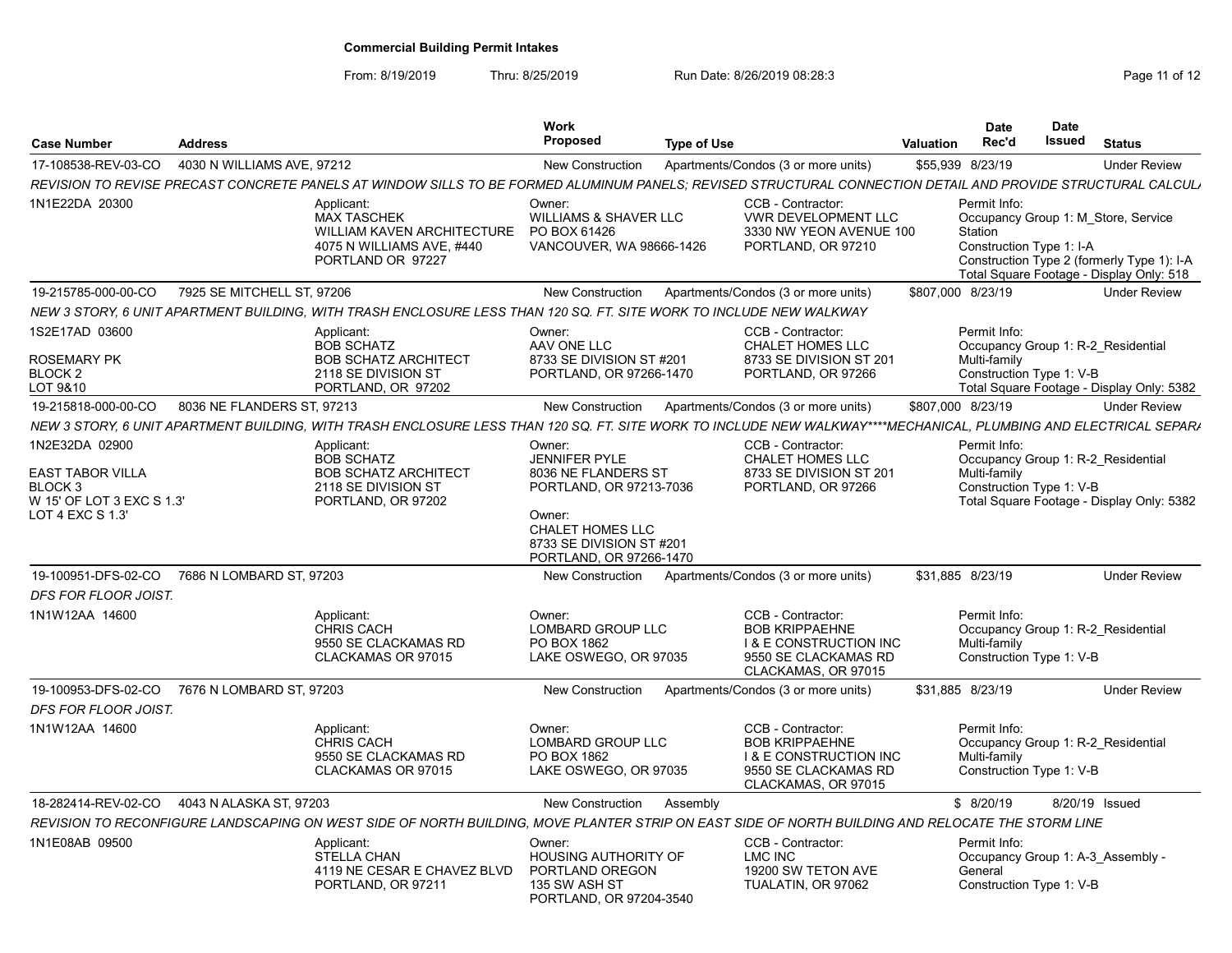**Commercial Building Permit Intakes**

From: 8/19/2019 Thru: 8/25/2019 Run Date: 8/26/2019 08:28:3

| Case Number | Address | Work Proposed | Type of Use | Valuation | Date Rec'd | Date Issued | Status |
|---|---|---|---|---|---|---|---|
| 17-108538-REV-03-CO | 4030 N WILLIAMS AVE, 97212 | New Construction | Apartments/Condos (3 or more units) | $55,939 | 8/23/19 | | Under Review |

*REVISION TO REVISE PRECAST CONCRETE PANELS AT WINDOW SILLS TO BE FORMED ALUMINUM PANELS; REVISED STRUCTURAL CONNECTION DETAIL AND PROVIDE STRUCTURAL CALCUL/*

1N1E22DA 20300

Applicant: MAX TASCHEK, WILLIAM KAVEN ARCHITECTURE, 4075 N WILLIAMS AVE, #440, PORTLAND OR 97227

Owner: WILLIAMS & SHAVER LLC, PO BOX 61426, VANCOUVER, WA 98666-1426

CCB - Contractor: VWR DEVELOPMENT LLC, 3330 NW YEON AVENUE 100, PORTLAND, OR 97210

Permit Info: Occupancy Group 1: M_Store, Service Station; Construction Type 1: I-A; Construction Type 2 (formerly Type 1): I-A; Total Square Footage - Display Only: 518

| Case Number | Address | Work Proposed | Type of Use | Valuation | Date Rec'd | Date Issued | Status |
|---|---|---|---|---|---|---|---|
| 19-215785-000-00-CO | 7925 SE MITCHELL ST, 97206 | New Construction | Apartments/Condos (3 or more units) | $807,000 | 8/23/19 | | Under Review |

*NEW 3 STORY, 6 UNIT APARTMENT BUILDING, WITH TRASH ENCLOSURE LESS THAN 120 SQ. FT. SITE WORK TO INCLUDE NEW WALKWAY*

1S2E17AD 03600; ROSEMARY PK; BLOCK 2; LOT 9&10

Applicant: BOB SCHATZ, BOB SCHATZ ARCHITECT, 2118 SE DIVISION ST, PORTLAND, OR 97202

Owner: AAV ONE LLC, 8733 SE DIVISION ST #201, PORTLAND, OR 97266-1470

CCB - Contractor: CHALET HOMES LLC, 8733 SE DIVISION ST 201, PORTLAND, OR 97266

Permit Info: Occupancy Group 1: R-2_Residential Multi-family; Construction Type 1: V-B; Total Square Footage - Display Only: 5382

| Case Number | Address | Work Proposed | Type of Use | Valuation | Date Rec'd | Date Issued | Status |
|---|---|---|---|---|---|---|---|
| 19-215818-000-00-CO | 8036 NE FLANDERS ST, 97213 | New Construction | Apartments/Condos (3 or more units) | $807,000 | 8/23/19 | | Under Review |

*NEW 3 STORY, 6 UNIT APARTMENT BUILDING, WITH TRASH ENCLOSURE LESS THAN 120 SQ. FT. SITE WORK TO INCLUDE NEW WALKWAY****MECHANICAL, PLUMBING AND ELECTRICAL SEPAR/*

1N2E32DA 02900; EAST TABOR VILLA; BLOCK 3; W 15' OF LOT 3 EXC S 1.3'; LOT 4 EXC S 1.3'

Applicant: BOB SCHATZ, BOB SCHATZ ARCHITECT, 2118 SE DIVISION ST, PORTLAND, OR 97202

Owner: JENNIFER PYLE, 8036 NE FLANDERS ST, PORTLAND, OR 97213-7036

Owner: CHALET HOMES LLC, 8733 SE DIVISION ST #201, PORTLAND, OR 97266-1470

CCB - Contractor: CHALET HOMES LLC, 8733 SE DIVISION ST 201, PORTLAND, OR 97266

Permit Info: Occupancy Group 1: R-2_Residential Multi-family; Construction Type 1: V-B; Total Square Footage - Display Only: 5382

| Case Number | Address | Work Proposed | Type of Use | Valuation | Date Rec'd | Date Issued | Status |
|---|---|---|---|---|---|---|---|
| 19-100951-DFS-02-CO | 7686 N LOMBARD ST, 97203 | New Construction | Apartments/Condos (3 or more units) | $31,885 | 8/23/19 | | Under Review |

*DFS FOR FLOOR JOIST.*

1N1W12AA 14600

Applicant: CHRIS CACH, 9550 SE CLACKAMAS RD, CLACKAMAS OR 97015

Owner: LOMBARD GROUP LLC, PO BOX 1862, LAKE OSWEGO, OR 97035

CCB - Contractor: BOB KRIPPAEHNE, I & E CONSTRUCTION INC, 9550 SE CLACKAMAS RD, CLACKAMAS, OR 97015

Permit Info: Occupancy Group 1: R-2_Residential Multi-family; Construction Type 1: V-B

| Case Number | Address | Work Proposed | Type of Use | Valuation | Date Rec'd | Date Issued | Status |
|---|---|---|---|---|---|---|---|
| 19-100953-DFS-02-CO | 7676 N LOMBARD ST, 97203 | New Construction | Apartments/Condos (3 or more units) | $31,885 | 8/23/19 | | Under Review |

*DFS FOR FLOOR JOIST.*

1N1W12AA 14600

Applicant: CHRIS CACH, 9550 SE CLACKAMAS RD, CLACKAMAS OR 97015

Owner: LOMBARD GROUP LLC, PO BOX 1862, LAKE OSWEGO, OR 97035

CCB - Contractor: BOB KRIPPAEHNE, I & E CONSTRUCTION INC, 9550 SE CLACKAMAS RD, CLACKAMAS, OR 97015

Permit Info: Occupancy Group 1: R-2_Residential Multi-family; Construction Type 1: V-B

| Case Number | Address | Work Proposed | Type of Use | Valuation | Date Rec'd | Date Issued | Status |
|---|---|---|---|---|---|---|---|
| 18-282414-REV-02-CO | 4043 N ALASKA ST, 97203 | New Construction | Assembly | $ | 8/20/19 | 8/20/19 | Issued |

*REVISION TO RECONFIGURE LANDSCAPING ON WEST SIDE OF NORTH BUILDING, MOVE PLANTER STRIP ON EAST SIDE OF NORTH BUILDING AND RELOCATE THE STORM LINE*

1N1E08AB 09500

Applicant: STELLA CHAN, 4119 NE CESAR E CHAVEZ BLVD, PORTLAND, OR 97211

Owner: HOUSING AUTHORITY OF PORTLAND OREGON, 135 SW ASH ST, PORTLAND, OR 97204-3540

CCB - Contractor: LMC INC, 19200 SW TETON AVE, TUALATIN, OR 97062

Permit Info: Occupancy Group 1: A-3_Assembly - General; Construction Type 1: V-B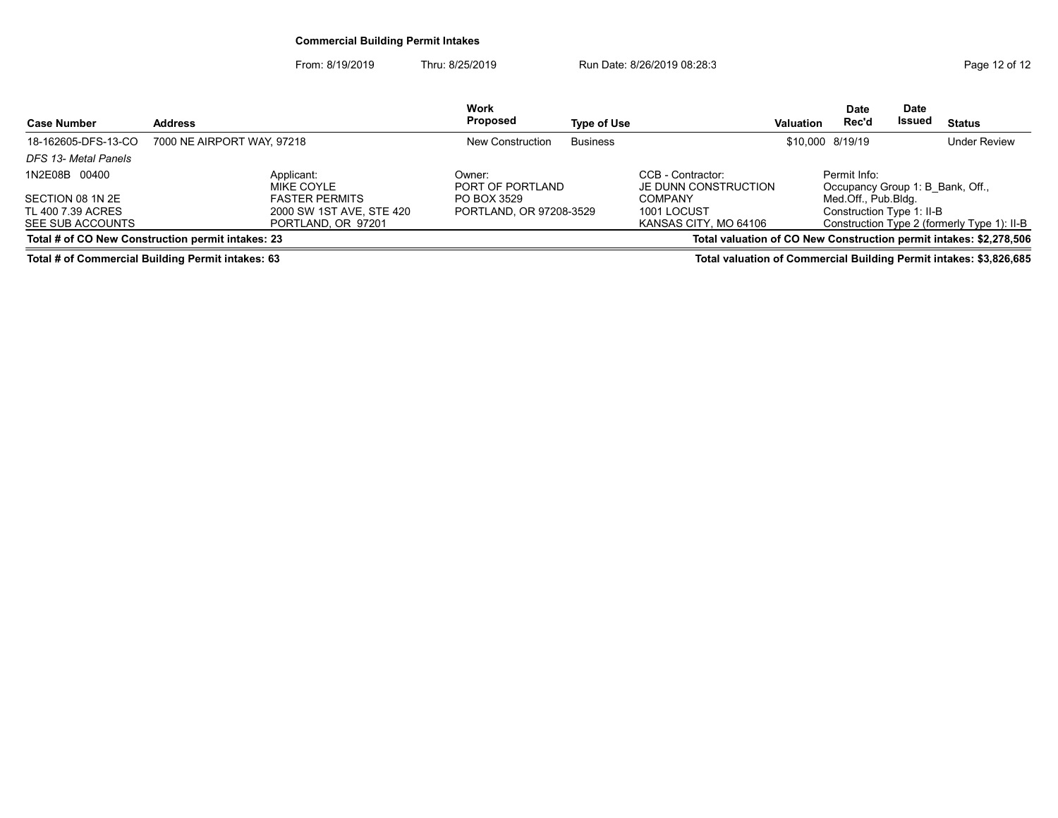**Commercial Building Permit Intakes**

From: 8/19/2019 Thru: 8/25/2019 Run Date: 8/26/2019 08:28:3

| Case Number | Address | Work Proposed | Type of Use | Valuation | Date Rec'd | Date Issued | Status |
|---|---|---|---|---|---|---|---|
| 18-162605-DFS-13-CO | 7000 NE AIRPORT WAY, 97218 | New Construction | Business | $10,000 | 8/19/19 | | Under Review |

*DFS 13- Metal Panels*

| | | | | |
|---|---|---|---|---|
| 1N2E08B 00400 | Applicant: MIKE COYLE | Owner: PORT OF PORTLAND | CCB - Contractor: JE DUNN CONSTRUCTION | Permit Info: Occupancy Group 1: B_Bank, Off., |
| SECTION 08 1N 2E | FASTER PERMITS | PO BOX 3529 | COMPANY | Med.Off., Pub.Bldg. |
| TL 400 7.39 ACRES | 2000 SW 1ST AVE, STE 420 | PORTLAND, OR 97208-3529 | 1001 LOCUST | Construction Type 1: II-B |
| SEE SUB ACCOUNTS | PORTLAND, OR 97201 | | KANSAS CITY, MO 64106 | Construction Type 2 (formerly Type 1): II-B |

**Total # of CO New Construction permit intakes: 23** **Total valuation of CO New Construction permit intakes: $2,278,506**

**Total # of Commercial Building Permit intakes: 63** **Total valuation of Commercial Building Permit intakes: $3,826,685**